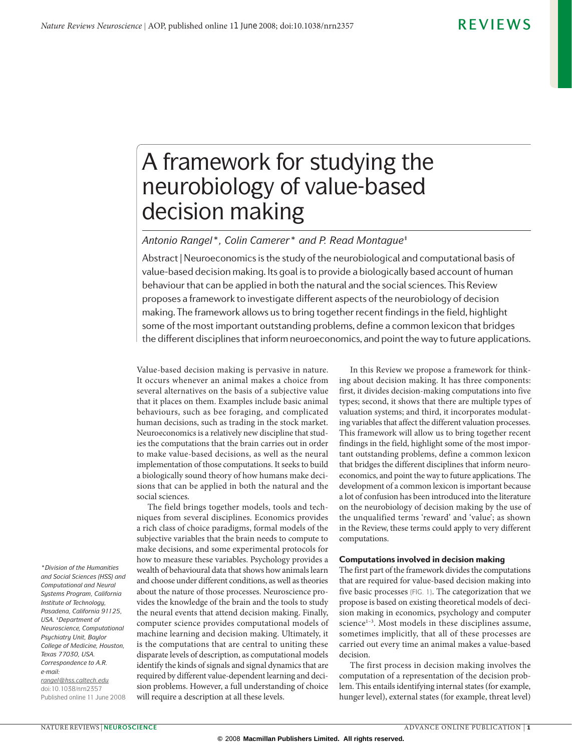# A framework for studying the neurobiology of value-based decision making

*Antonio Rangel\*, Colin Camerer\* and P. Read Montague‡*

Abstract | Neuroeconomics is the study of the neurobiological and computational basis of value-based decision making. Its goal is to provide a biologically based account of human behaviour that can be applied in both the natural and the social sciences. This Review proposes a framework to investigate different aspects of the neurobiology of decision making. The framework allows us to bring together recent findings in the field, highlight some of the most important outstanding problems, define a common lexicon that bridges the different disciplines that inform neuroeconomics, and point the way to future applications.

Value-based decision making is pervasive in nature. It occurs whenever an animal makes a choice from several alternatives on the basis of a subjective value that it places on them. Examples include basic animal behaviours, such as bee foraging, and complicated human decisions, such as trading in the stock market. Neuroeconomics is a relatively new discipline that studies the computations that the brain carries out in order to make value-based decisions, as well as the neural implementation of those computations. It seeks to build a biologically sound theory of how humans make decisions that can be applied in both the natural and the social sciences.

The field brings together models, tools and techniques from several disciplines. Economics provides a rich class of choice paradigms, formal models of the subjective variables that the brain needs to compute to make decisions, and some experimental protocols for how to measure these variables. Psychology provides a wealth of behavioural data that shows how animals learn and choose under different conditions, as well as theories about the nature of those processes. Neuroscience provides the knowledge of the brain and the tools to study the neural events that attend decision making. Finally, computer science provides computational models of machine learning and decision making. Ultimately, it is the computations that are central to uniting these disparate levels of description, as computational models identify the kinds of signals and signal dynamics that are required by different value-dependent learning and decision problems. However, a full understanding of choice will require a description at all these levels.

In this Review we propose a framework for thinking about decision making. It has three components: first, it divides decision-making computations into five types; second, it shows that there are multiple types of valuation systems; and third, it incorporates modulating variables that affect the different valuation processes. This framework will allow us to bring together recent findings in the field, highlight some of the most important outstanding problems, define a common lexicon that bridges the different disciplines that inform neuroeconomics, and point the way to future applications. The development of a common lexicon is important because a lot of confusion has been introduced into the literature on the neurobiology of decision making by the use of the unqualified terms 'reward' and 'value'; as shown in the Review, these terms could apply to very different computations.

### Computations involved in decision making

The first part of the framework divides the computations that are required for value-based decision making into five basic processes (FIG. 1). The categorization that we propose is based on existing theoretical models of decision making in economics, psychology and computer science[1–3]. Most models in these disciplines assume, sometimes implicitly, that all of these processes are carried out every time an animal makes a value-based decision.

The first process in decision making involves the computation of a representation of the decision problem. This entails identifying internal states (for example, hunger level), external states (for example, threat level)

\*Division of the Humanities and Social Sciences (HSS) and Computational and Neural Systems Program, California Institute of Technology, Pasadena, California 91125, USA. ‡Department of Neuroscience, Computational Psychiatry Unit, Baylor College of Medicine, Houston, Texas 77030, USA.
Correspondence to A.R.
e-mail: rangel@hss.caltech.edu
doi:10.1038/nrn2357
Published online 11 June 2008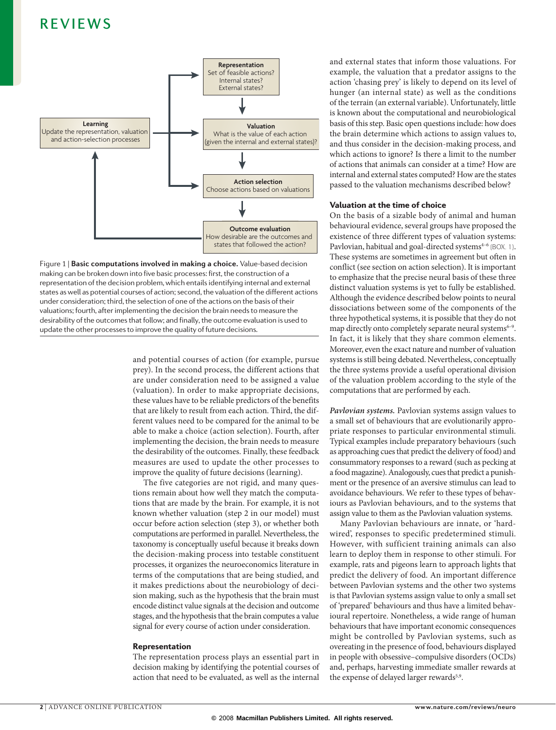**Representation**
Set of feasible actions?
Internal states?
External states?

**Valuation**
What is the value of each action
(given the internal and external states)?

**Action selection**
Choose actions based on valuations

**Outcome evaluation**
How desirable are the outcomes and
states that followed the action?

**Learning**
Update the representation, valuation
and action-selection processes

Figure 1 | **Basic computations involved in making a choice.** Value-based decision making can be broken down into five basic processes: first, the construction of a representation of the decision problem, which entails identifying internal and external states as well as potential courses of action; second, the valuation of the different actions under consideration; third, the selection of one of the actions on the basis of their valuations; fourth, after implementing the decision the brain needs to measure the desirability of the outcomes that follow; and finally, the outcome evaluation is used to update the other processes to improve the quality of future decisions.

and potential courses of action (for example, pursue prey). In the second process, the different actions that are under consideration need to be assigned a value (valuation). In order to make appropriate decisions, these values have to be reliable predictors of the benefits that are likely to result from each action. Third, the different values need to be compared for the animal to be able to make a choice (action selection). Fourth, after implementing the decision, the brain needs to measure the desirability of the outcomes. Finally, these feedback measures are used to update the other processes to improve the quality of future decisions (learning).

The five categories are not rigid, and many questions remain about how well they match the computations that are made by the brain. For example, it is not known whether valuation (step 2 in our model) must occur before action selection (step 3), or whether both computations are performed in parallel. Nevertheless, the taxonomy is conceptually useful because it breaks down the decision-making process into testable constituent processes, it organizes the neuroeconomics literature in terms of the computations that are being studied, and it makes predictions about the neurobiology of decision making, such as the hypothesis that the brain must encode distinct value signals at the decision and outcome stages, and the hypothesis that the brain computes a value signal for every course of action under consideration.

## Representation

The representation process plays an essential part in decision making by identifying the potential courses of action that need to be evaluated, as well as the internal and external states that inform those valuations. For example, the valuation that a predator assigns to the action 'chasing prey' is likely to depend on its level of hunger (an internal state) as well as the conditions of the terrain (an external variable). Unfortunately, little is known about the computational and neurobiological basis of this step. Basic open questions include: how does the brain determine which actions to assign values to, and thus consider in the decision-making process, and which actions to ignore? Is there a limit to the number of actions that animals can consider at a time? How are internal and external states computed? How are the states passed to the valuation mechanisms described below?

## Valuation at the time of choice

On the basis of a sizable body of animal and human behavioural evidence, several groups have proposed the existence of three different types of valuation systems: Pavlovian, habitual and goal-directed systems[4–6] (BOX. 1). These systems are sometimes in agreement but often in conflict (see section on action selection). It is important to emphasize that the precise neural basis of these three distinct valuation systems is yet to fully be established. Although the evidence described below points to neural dissociations between some of the components of the three hypothetical systems, it is possible that they do not map directly onto completely separate neural systems[6–9]. In fact, it is likely that they share common elements. Moreover, even the exact nature and number of valuation systems is still being debated. Nevertheless, conceptually the three systems provide a useful operational division of the valuation problem according to the style of the computations that are performed by each.

***Pavlovian systems.*** Pavlovian systems assign values to a small set of behaviours that are evolutionarily appropriate responses to particular environmental stimuli. Typical examples include preparatory behaviours (such as approaching cues that predict the delivery of food) and consummatory responses to a reward (such as pecking at a food magazine). Analogously, cues that predict a punishment or the presence of an aversive stimulus can lead to avoidance behaviours. We refer to these types of behaviours as Pavlovian behaviours, and to the systems that assign value to them as the Pavlovian valuation systems.

Many Pavlovian behaviours are innate, or 'hard-wired', responses to specific predetermined stimuli. However, with sufficient training animals can also learn to deploy them in response to other stimuli. For example, rats and pigeons learn to approach lights that predict the delivery of food. An important difference between Pavlovian systems and the other two systems is that Pavlovian systems assign value to only a small set of 'prepared' behaviours and thus have a limited behavioural repertoire. Nonetheless, a wide range of human behaviours that have important economic consequences might be controlled by Pavlovian systems, such as overeating in the presence of food, behaviours displayed in people with obsessive–compulsive disorders (OCDs) and, perhaps, harvesting immediate smaller rewards at the expense of delayed larger rewards[5,9].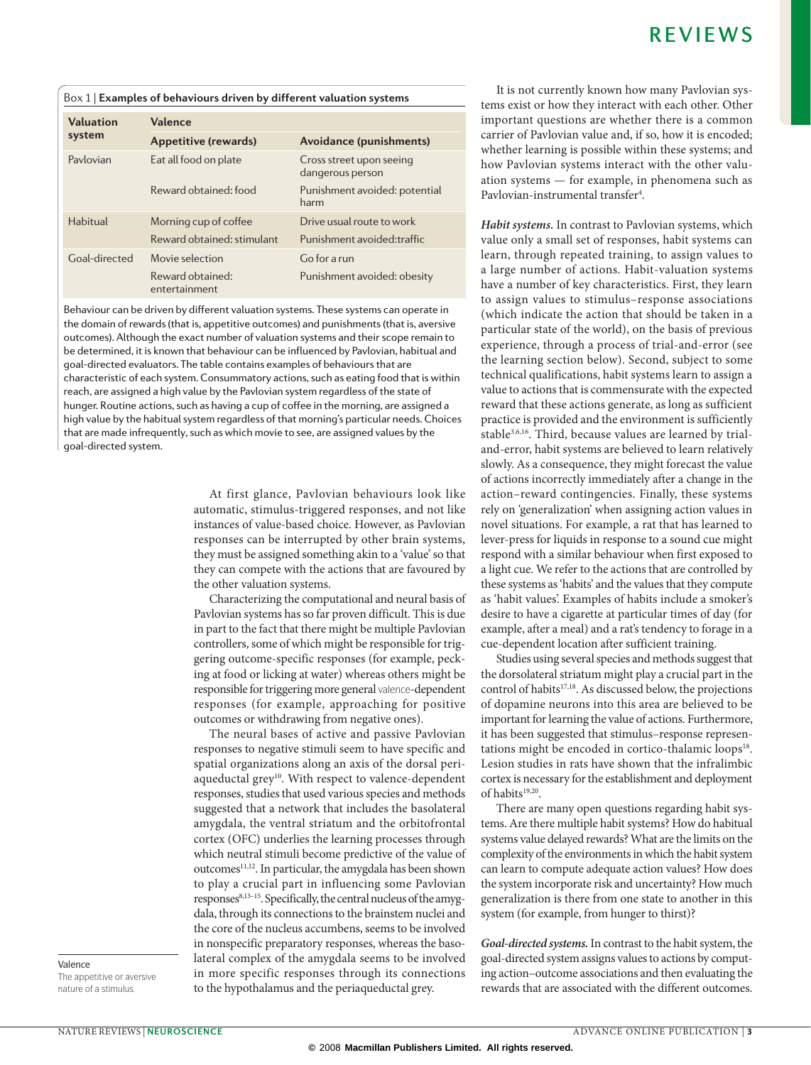### Box 1 | Examples of behaviours driven by different valuation systems

| Valuation system | Valence | |
|---|---|---|
| | **Appetitive (rewards)** | **Avoidance (punishments)** |
| Pavlovian | Eat all food on plate | Cross street upon seeing dangerous person |
| | Reward obtained: food | Punishment avoided: potential harm |
| Habitual | Morning cup of coffee | Drive usual route to work |
| | Reward obtained: stimulant | Punishment avoided:traffic |
| Goal-directed | Movie selection | Go for a run |
| | Reward obtained: entertainment | Punishment avoided: obesity |

Behaviour can be driven by different valuation systems. These systems can operate in the domain of rewards (that is, appetitive outcomes) and punishments (that is, aversive outcomes). Although the exact number of valuation systems and their scope remain to be determined, it is known that behaviour can be influenced by Pavlovian, habitual and goal-directed evaluators. The table contains examples of behaviours that are characteristic of each system. Consummatory actions, such as eating food that is within reach, are assigned a high value by the Pavlovian system regardless of the state of hunger. Routine actions, such as having a cup of coffee in the morning, are assigned a high value by the habitual system regardless of that morning's particular needs. Choices that are made infrequently, such as which movie to see, are assigned values by the goal-directed system.

At first glance, Pavlovian behaviours look like automatic, stimulus-triggered responses, and not like instances of value-based choice. However, as Pavlovian responses can be interrupted by other brain systems, they must be assigned something akin to a 'value' so that they can compete with the actions that are favoured by the other valuation systems.

Characterizing the computational and neural basis of Pavlovian systems has so far proven difficult. This is due in part to the fact that there might be multiple Pavlovian controllers, some of which might be responsible for triggering outcome-specific responses (for example, pecking at food or licking at water) whereas others might be responsible for triggering more general valence-dependent responses (for example, approaching for positive outcomes or withdrawing from negative ones).

The neural bases of active and passive Pavlovian responses to negative stimuli seem to have specific and spatial organizations along an axis of the dorsal periaqueductal grey[10]. With respect to valence-dependent responses, studies that used various species and methods suggested that a network that includes the basolateral amygdala, the ventral striatum and the orbitofrontal cortex (OFC) underlies the learning processes through which neutral stimuli become predictive of the value of outcomes[11,12]. In particular, the amygdala has been shown to play a crucial part in influencing some Pavlovian responses[8,13–15]. Specifically, the central nucleus of the amygdala, through its connections to the brainstem nuclei and the core of the nucleus accumbens, seems to be involved in nonspecific preparatory responses, whereas the basolateral complex of the amygdala seems to be involved in more specific responses through its connections to the hypothalamus and the periaqueductal grey.

Valence
The appetitive or aversive nature of a stimulus.

It is not currently known how many Pavlovian systems exist or how they interact with each other. Other important questions are whether there is a common carrier of Pavlovian value and, if so, how it is encoded; whether learning is possible within these systems; and how Pavlovian systems interact with the other valuation systems — for example, in phenomena such as Pavlovian-instrumental transfer[4].

***Habit systems.*** In contrast to Pavlovian systems, which value only a small set of responses, habit systems can learn, through repeated training, to assign values to a large number of actions. Habit-valuation systems have a number of key characteristics. First, they learn to assign values to stimulus–response associations (which indicate the action that should be taken in a particular state of the world), on the basis of previous experience, through a process of trial-and-error (see the learning section below). Second, subject to some technical qualifications, habit systems learn to assign a value to actions that is commensurate with the expected reward that these actions generate, as long as sufficient practice is provided and the environment is sufficiently stable[3,6,16]. Third, because values are learned by trial-and-error, habit systems are believed to learn relatively slowly. As a consequence, they might forecast the value of actions incorrectly immediately after a change in the action–reward contingencies. Finally, these systems rely on 'generalization' when assigning action values in novel situations. For example, a rat that has learned to lever-press for liquids in response to a sound cue might respond with a similar behaviour when first exposed to a light cue. We refer to the actions that are controlled by these systems as 'habits' and the values that they compute as 'habit values'. Examples of habits include a smoker's desire to have a cigarette at particular times of day (for example, after a meal) and a rat's tendency to forage in a cue-dependent location after sufficient training.

Studies using several species and methods suggest that the dorsolateral striatum might play a crucial part in the control of habits[17,18]. As discussed below, the projections of dopamine neurons into this area are believed to be important for learning the value of actions. Furthermore, it has been suggested that stimulus–response representations might be encoded in cortico-thalamic loops[18]. Lesion studies in rats have shown that the infralimbic cortex is necessary for the establishment and deployment of habits[19,20].

There are many open questions regarding habit systems. Are there multiple habit systems? How do habitual systems value delayed rewards? What are the limits on the complexity of the environments in which the habit system can learn to compute adequate action values? How does the system incorporate risk and uncertainty? How much generalization is there from one state to another in this system (for example, from hunger to thirst)?

***Goal-directed systems.*** In contrast to the habit system, the goal-directed system assigns values to actions by computing action–outcome associations and then evaluating the rewards that are associated with the different outcomes.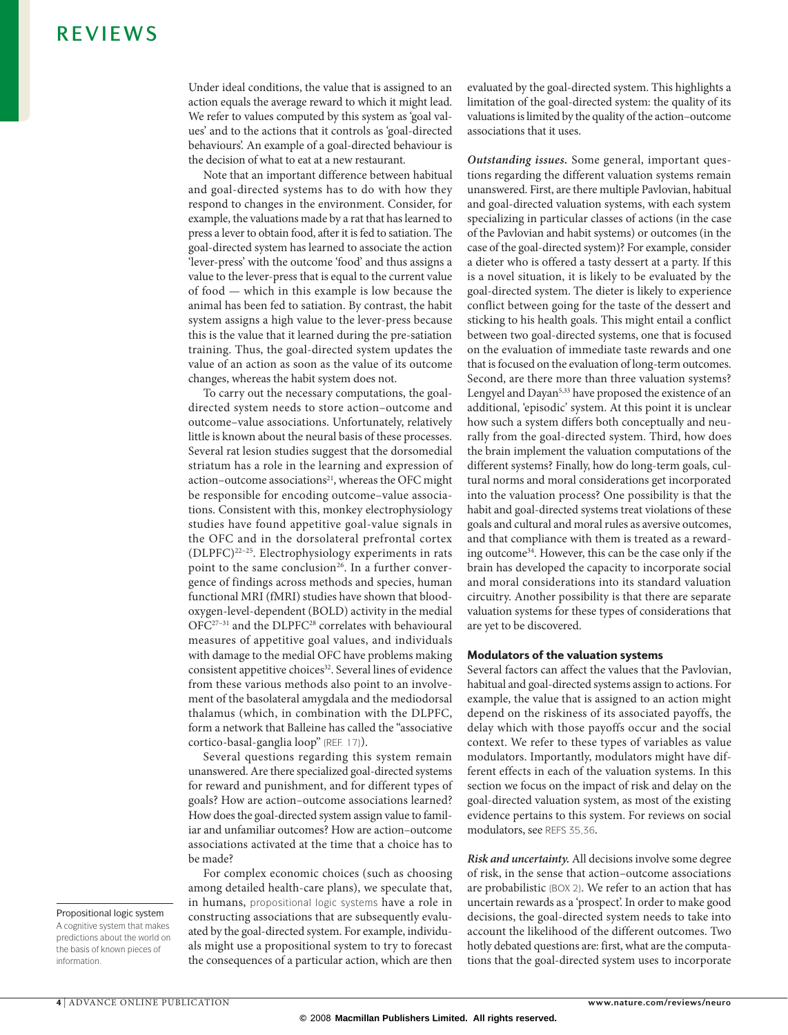Under ideal conditions, the value that is assigned to an action equals the average reward to which it might lead. We refer to values computed by this system as 'goal values' and to the actions that it controls as 'goal-directed behaviours'. An example of a goal-directed behaviour is the decision of what to eat at a new restaurant.

Note that an important difference between habitual and goal-directed systems has to do with how they respond to changes in the environment. Consider, for example, the valuations made by a rat that has learned to press a lever to obtain food, after it is fed to satiation. The goal-directed system has learned to associate the action 'lever-press' with the outcome 'food' and thus assigns a value to the lever-press that is equal to the current value of food — which in this example is low because the animal has been fed to satiation. By contrast, the habit system assigns a high value to the lever-press because this is the value that it learned during the pre-satiation training. Thus, the goal-directed system updates the value of an action as soon as the value of its outcome changes, whereas the habit system does not.

To carry out the necessary computations, the goal-directed system needs to store action–outcome and outcome–value associations. Unfortunately, relatively little is known about the neural basis of these processes. Several rat lesion studies suggest that the dorsomedial striatum has a role in the learning and expression of action–outcome associations[21], whereas the OFC might be responsible for encoding outcome–value associations. Consistent with this, monkey electrophysiology studies have found appetitive goal-value signals in the OFC and in the dorsolateral prefrontal cortex (DLPFC)[22–25]. Electrophysiology experiments in rats point to the same conclusion[26]. In a further convergence of findings across methods and species, human functional MRI (fMRI) studies have shown that blood-oxygen-level-dependent (BOLD) activity in the medial OFC[27–31] and the DLPFC[28] correlates with behavioural measures of appetitive goal values, and individuals with damage to the medial OFC have problems making consistent appetitive choices[32]. Several lines of evidence from these various methods also point to an involvement of the basolateral amygdala and the mediodorsal thalamus (which, in combination with the DLPFC, form a network that Balleine has called the "associative cortico-basal-ganglia loop" (REF. 17)).

Several questions regarding this system remain unanswered. Are there specialized goal-directed systems for reward and punishment, and for different types of goals? How are action–outcome associations learned? How does the goal-directed system assign value to familiar and unfamiliar outcomes? How are action–outcome associations activated at the time that a choice has to be made?

For complex economic choices (such as choosing among detailed health-care plans), we speculate that, in humans, propositional logic systems have a role in constructing associations that are subsequently evaluated by the goal-directed system. For example, individuals might use a propositional system to try to forecast the consequences of a particular action, which are then evaluated by the goal-directed system. This highlights a limitation of the goal-directed system: the quality of its valuations is limited by the quality of the action–outcome associations that it uses.

Propositional logic system
A cognitive system that makes predictions about the world on the basis of known pieces of information.

***Outstanding issues.*** Some general, important questions regarding the different valuation systems remain unanswered. First, are there multiple Pavlovian, habitual and goal-directed valuation systems, with each system specializing in particular classes of actions (in the case of the Pavlovian and habit systems) or outcomes (in the case of the goal-directed system)? For example, consider a dieter who is offered a tasty dessert at a party. If this is a novel situation, it is likely to be evaluated by the goal-directed system. The dieter is likely to experience conflict between going for the taste of the dessert and sticking to his health goals. This might entail a conflict between two goal-directed systems, one that is focused on the evaluation of immediate taste rewards and one that is focused on the evaluation of long-term outcomes. Second, are there more than three valuation systems? Lengyel and Dayan[5,33] have proposed the existence of an additional, 'episodic' system. At this point it is unclear how such a system differs both conceptually and neurally from the goal-directed system. Third, how does the brain implement the valuation computations of the different systems? Finally, how do long-term goals, cultural norms and moral considerations get incorporated into the valuation process? One possibility is that the habit and goal-directed systems treat violations of these goals and cultural and moral rules as aversive outcomes, and that compliance with them is treated as a rewarding outcome[34]. However, this can be the case only if the brain has developed the capacity to incorporate social and moral considerations into its standard valuation circuitry. Another possibility is that there are separate valuation systems for these types of considerations that are yet to be discovered.

## Modulators of the valuation systems

Several factors can affect the values that the Pavlovian, habitual and goal-directed systems assign to actions. For example, the value that is assigned to an action might depend on the riskiness of its associated payoffs, the delay which with those payoffs occur and the social context. We refer to these types of variables as value modulators. Importantly, modulators might have different effects in each of the valuation systems. In this section we focus on the impact of risk and delay on the goal-directed valuation system, as most of the existing evidence pertains to this system. For reviews on social modulators, see REFS 35,36.

***Risk and uncertainty.*** All decisions involve some degree of risk, in the sense that action–outcome associations are probabilistic (BOX 2). We refer to an action that has uncertain rewards as a 'prospect'. In order to make good decisions, the goal-directed system needs to take into account the likelihood of the different outcomes. Two hotly debated questions are: first, what are the computations that the goal-directed system uses to incorporate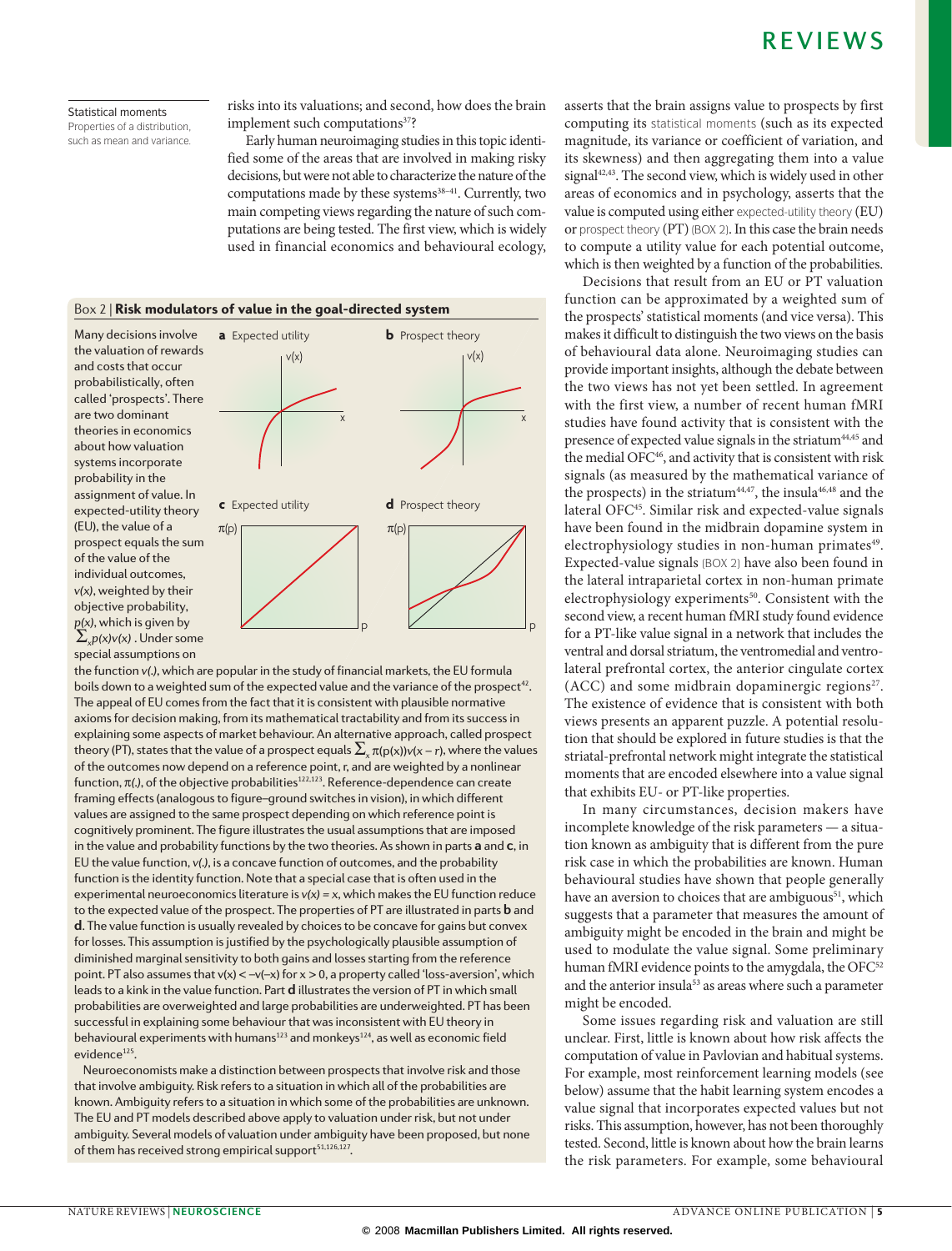Statistical moments
Properties of a distribution, such as mean and variance.

risks into its valuations; and second, how does the brain implement such computations[37]?

Early human neuroimaging studies in this topic identified some of the areas that are involved in making risky decisions, but were not able to characterize the nature of the computations made by these systems[38–41]. Currently, two main competing views regarding the nature of such computations are being tested. The first view, which is widely used in financial economics and behavioural ecology, asserts that the brain assigns value to prospects by first computing its statistical moments (such as its expected magnitude, its variance or coefficient of variation, and its skewness) and then aggregating them into a value signal[42,43]. The second view, which is widely used in other areas of economics and in psychology, asserts that the value is computed using either expected-utility theory (EU) or prospect theory (PT) (BOX 2). In this case the brain needs to compute a utility value for each potential outcome, which is then weighted by a function of the probabilities.

Decisions that result from an EU or PT valuation function can be approximated by a weighted sum of the prospects' statistical moments (and vice versa). This makes it difficult to distinguish the two views on the basis of behavioural data alone. Neuroimaging studies can provide important insights, although the debate between the two views has not yet been settled. In agreement with the first view, a number of recent human fMRI studies have found activity that is consistent with the presence of expected value signals in the striatum[44,45] and the medial OFC[46], and activity that is consistent with risk signals (as measured by the mathematical variance of the prospects) in the striatum[44,47], the insula[46,48] and the lateral OFC[45]. Similar risk and expected-value signals have been found in the midbrain dopamine system in electrophysiology studies in non-human primates[49]. Expected-value signals (BOX 2) have also been found in the lateral intraparietal cortex in non-human primate electrophysiology experiments[50]. Consistent with the second view, a recent human fMRI study found evidence for a PT-like value signal in a network that includes the ventral and dorsal striatum, the ventromedial and ventrolateral prefrontal cortex, the anterior cingulate cortex (ACC) and some midbrain dopaminergic regions[27]. The existence of evidence that is consistent with both views presents an apparent puzzle. A potential resolution that should be explored in future studies is that the striatal-prefrontal network might integrate the statistical moments that are encoded elsewhere into a value signal that exhibits EU- or PT-like properties.

In many circumstances, decision makers have incomplete knowledge of the risk parameters — a situation known as ambiguity that is different from the pure risk case in which the probabilities are known. Human behavioural studies have shown that people generally have an aversion to choices that are ambiguous[51], which suggests that a parameter that measures the amount of ambiguity might be encoded in the brain and might be used to modulate the value signal. Some preliminary human fMRI evidence points to the amygdala, the OFC[52] and the anterior insula[53] as areas where such a parameter might be encoded.

Some issues regarding risk and valuation are still unclear. First, little is known about how risk affects the computation of value in Pavlovian and habitual systems. For example, most reinforcement learning models (see below) assume that the habit learning system encodes a value signal that incorporates expected values but not risks. This assumption, however, has not been thoroughly tested. Second, little is known about how the brain learns the risk parameters. For example, some behavioural

---

### Box 2 | Risk modulators of value in the goal-directed system

Many decisions involve the valuation of rewards and costs that occur probabilistically, often called 'prospects'. There are two dominant theories in economics about how valuation systems incorporate probability in the assignment of value. In expected-utility theory (EU), the value of a prospect equals the sum of the value of the individual outcomes, $v(x)$, weighted by their objective probability, $p(x)$, which is given by $\sum_x p(x)v(x)$ . Under some special assumptions on the function $v(.)$, which are popular in the study of financial markets, the EU formula boils down to a weighted sum of the expected value and the variance of the prospect[42]. The appeal of EU comes from the fact that it is consistent with plausible normative axioms for decision making, from its mathematical tractability and from its success in explaining some aspects of market behaviour. An alternative approach, called prospect theory (PT), states that the value of a prospect equals $\sum_x \pi(p(x))v(x-r)$, where the values of the outcomes now depend on a reference point, r, and are weighted by a nonlinear function, $\pi(.)$, of the objective probabilities[122,123]. Reference-dependence can create framing effects (analogous to figure–ground switches in vision), in which different values are assigned to the same prospect depending on which reference point is cognitively prominent. The figure illustrates the usual assumptions that are imposed in the value and probability functions by the two theories. As shown in parts **a** and **c**, in EU the value function, $v(.)$, is a concave function of outcomes, and the probability function is the identity function. Note that a special case that is often used in the experimental neuroeconomics literature is $v(x) = x$, which makes the EU function reduce to the expected value of the prospect. The properties of PT are illustrated in parts **b** and **d**. The value function is usually revealed by choices to be concave for gains but convex for losses. This assumption is justified by the psychologically plausible assumption of diminished marginal sensitivity to both gains and losses starting from the reference point. PT also assumes that $v(x) < -v(-x)$ for $x > 0$, a property called 'loss-aversion', which leads to a kink in the value function. Part **d** illustrates the version of PT in which small probabilities are overweighted and large probabilities are underweighted. PT has been successful in explaining some behaviour that was inconsistent with EU theory in behavioural experiments with humans[123] and monkeys[124], as well as economic field evidence[125].

Neuroeconomists make a distinction between prospects that involve risk and those that involve ambiguity. Risk refers to a situation in which all of the probabilities are known. Ambiguity refers to a situation in which some of the probabilities are unknown. The EU and PT models described above apply to valuation under risk, but not under ambiguity. Several models of valuation under ambiguity have been proposed, but none of them has received strong empirical support[51,126,127].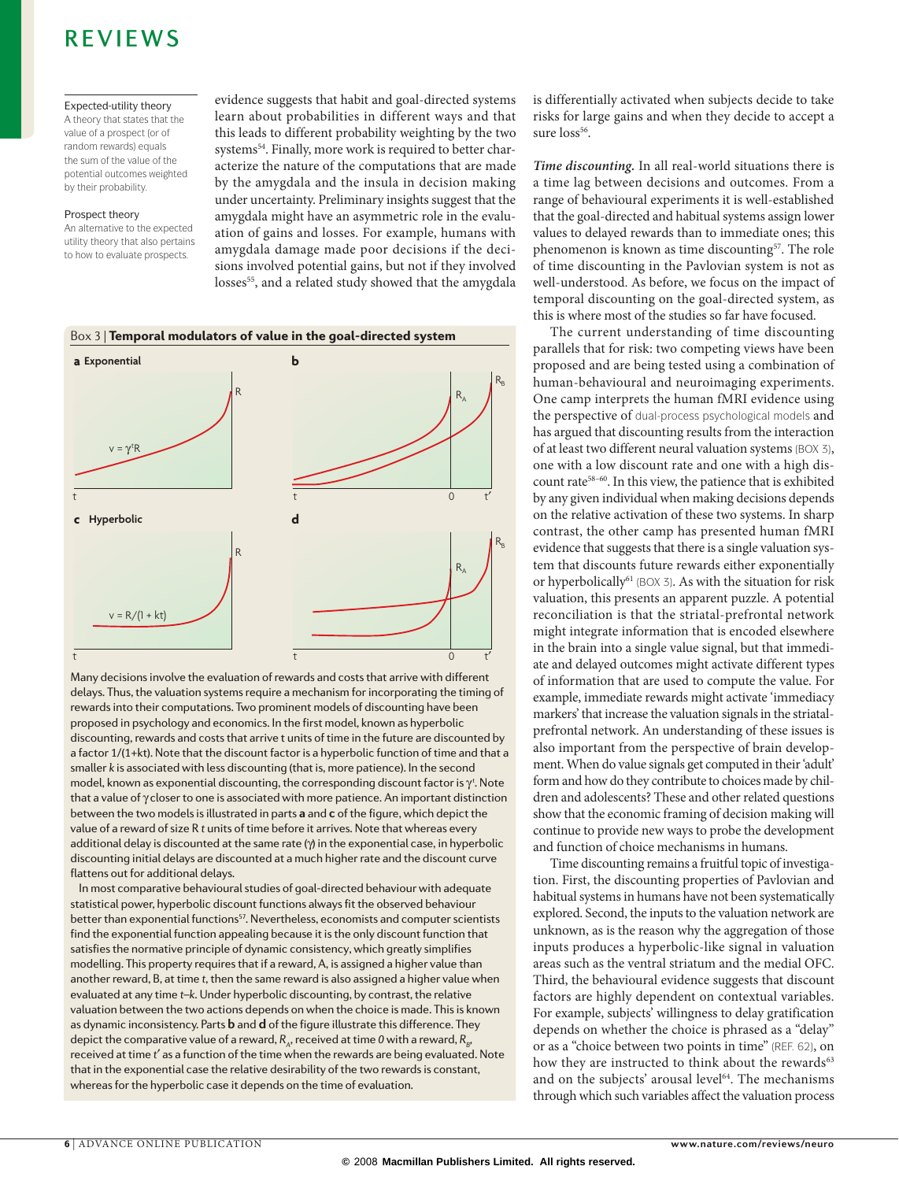Expected-utility theory
A theory that states that the value of a prospect (or of random rewards) equals the sum of the value of the potential outcomes weighted by their probability.

Prospect theory
An alternative to the expected utility theory that also pertains to how to evaluate prospects.

evidence suggests that habit and goal-directed systems learn about probabilities in different ways and that this leads to different probability weighting by the two systems[54]. Finally, more work is required to better characterize the nature of the computations that are made by the amygdala and the insula in decision making under uncertainty. Preliminary insights suggest that the amygdala might have an asymmetric role in the evaluation of gains and losses. For example, humans with amygdala damage made poor decisions if the decisions involved potential gains, but not if they involved losses[55], and a related study showed that the amygdala is differentially activated when subjects decide to take risks for large gains and when they decide to accept a sure loss[56].

### Box 3 | Temporal modulators of value in the goal-directed system

**a** Exponential — $v = \gamma^t R$

**b**

**c** Hyperbolic — $v = R/(1 + kt)$

**d**

Many decisions involve the evaluation of rewards and costs that arrive with different delays. Thus, the valuation systems require a mechanism for incorporating the timing of rewards into their computations. Two prominent models of discounting have been proposed in psychology and economics. In the first model, known as hyperbolic discounting, rewards and costs that arrive t units of time in the future are discounted by a factor $1/(1+kt)$. Note that the discount factor is a hyperbolic function of time and that a smaller $k$ is associated with less discounting (that is, more patience). In the second model, known as exponential discounting, the corresponding discount factor is $\gamma^t$. Note that a value of $\gamma$ closer to one is associated with more patience. An important distinction between the two models is illustrated in parts **a** and **c** of the figure, which depict the value of a reward of size R $t$ units of time before it arrives. Note that whereas every additional delay is discounted at the same rate ($\gamma$) in the exponential case, in hyperbolic discounting initial delays are discounted at a much higher rate and the discount curve flattens out for additional delays.

In most comparative behavioural studies of goal-directed behaviour with adequate statistical power, hyperbolic discount functions always fit the observed behaviour better than exponential functions[57]. Nevertheless, economists and computer scientists find the exponential function appealing because it is the only discount function that satisfies the normative principle of dynamic consistency, which greatly simplifies modelling. This property requires that if a reward, A, is assigned a higher value than another reward, B, at time $t$, then the same reward is also assigned a higher value when evaluated at any time $t$–$k$. Under hyperbolic discounting, by contrast, the relative valuation between the two actions depends on when the choice is made. This is known as dynamic inconsistency. Parts **b** and **d** of the figure illustrate this difference. They depict the comparative value of a reward, $R_A$, received at time *0* with a reward, $R_B$, received at time $t'$ as a function of the time when the rewards are being evaluated. Note that in the exponential case the relative desirability of the two rewards is constant, whereas for the hyperbolic case it depends on the time of evaluation.

***Time discounting.*** In all real-world situations there is a time lag between decisions and outcomes. From a range of behavioural experiments it is well-established that the goal-directed and habitual systems assign lower values to delayed rewards than to immediate ones; this phenomenon is known as time discounting[57]. The role of time discounting in the Pavlovian system is not as well-understood. As before, we focus on the impact of temporal discounting on the goal-directed system, as this is where most of the studies so far have focused.

The current understanding of time discounting parallels that for risk: two competing views have been proposed and are being tested using a combination of human-behavioural and neuroimaging experiments. One camp interprets the human fMRI evidence using the perspective of dual-process psychological models and has argued that discounting results from the interaction of at least two different neural valuation systems (BOX 3), one with a low discount rate and one with a high discount rate[58–60]. In this view, the patience that is exhibited by any given individual when making decisions depends on the relative activation of these two systems. In sharp contrast, the other camp has presented human fMRI evidence that suggests that there is a single valuation system that discounts future rewards either exponentially or hyperbolically[61] (BOX 3). As with the situation for risk valuation, this presents an apparent puzzle. A potential reconciliation is that the striatal-prefrontal network might integrate information that is encoded elsewhere in the brain into a single value signal, but that immediate and delayed outcomes might activate different types of information that are used to compute the value. For example, immediate rewards might activate 'immediacy markers' that increase the valuation signals in the striatal-prefrontal network. An understanding of these issues is also important from the perspective of brain development. When do value signals get computed in their 'adult' form and how do they contribute to choices made by children and adolescents? These and other related questions show that the economic framing of decision making will continue to provide new ways to probe the development and function of choice mechanisms in humans.

Time discounting remains a fruitful topic of investigation. First, the discounting properties of Pavlovian and habitual systems in humans have not been systematically explored. Second, the inputs to the valuation network are unknown, as is the reason why the aggregation of those inputs produces a hyperbolic-like signal in valuation areas such as the ventral striatum and the medial OFC. Third, the behavioural evidence suggests that discount factors are highly dependent on contextual variables. For example, subjects' willingness to delay gratification depends on whether the choice is phrased as a "delay" or as a "choice between two points in time" (REF. 62), on how they are instructed to think about the rewards[63] and on the subjects' arousal level[64]. The mechanisms through which such variables affect the valuation process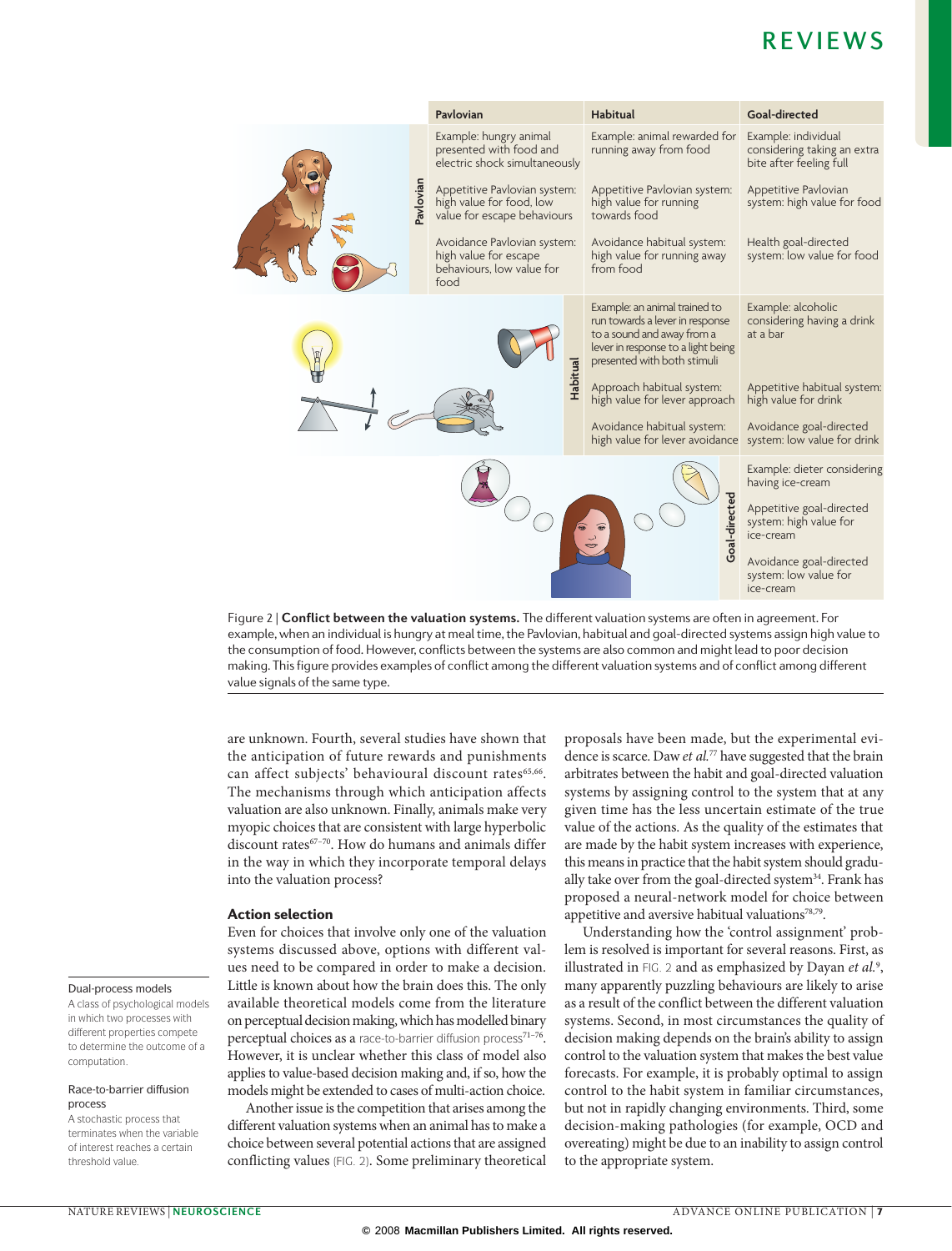| | Pavlovian | Habitual | Goal-directed |
|---|---|---|---|
| Pavlovian | Example: hungry animal presented with food and electric shock simultaneously<br><br>Appetitive Pavlovian system: high value for food, low value for escape behaviours<br><br>Avoidance Pavlovian system: high value for escape behaviours, low value for food | Example: animal rewarded for running away from food<br><br>Appetitive Pavlovian system: high value for running towards food<br><br>Avoidance habitual system: high value for running away from food | Example: individual considering taking an extra bite after feeling full<br><br>Appetitive Pavlovian system: high value for food<br><br>Health goal-directed system: low value for food |
| Habitual | | Example: an animal trained to run towards a lever in response to a sound and away from a lever in response to a light being presented with both stimuli<br><br>Approach habitual system: high value for lever approach<br><br>Avoidance habitual system: high value for lever avoidance | Example: alcoholic considering having a drink at a bar<br><br>Appetitive habitual system: high value for drink<br><br>Avoidance goal-directed system: low value for drink |
| Goal-directed | | | Example: dieter considering having ice-cream<br><br>Appetitive goal-directed system: high value for ice-cream<br><br>Avoidance goal-directed system: low value for ice-cream |

Figure 2 | **Conflict between the valuation systems.** The different valuation systems are often in agreement. For example, when an individual is hungry at meal time, the Pavlovian, habitual and goal-directed systems assign high value to the consumption of food. However, conflicts between the systems are also common and might lead to poor decision making. This figure provides examples of conflict among the different valuation systems and of conflict among different value signals of the same type.

are unknown. Fourth, several studies have shown that the anticipation of future rewards and punishments can affect subjects' behavioural discount rates[65,66]. The mechanisms through which anticipation affects valuation are also unknown. Finally, animals make very myopic choices that are consistent with large hyperbolic discount rates[67–70]. How do humans and animals differ in the way in which they incorporate temporal delays into the valuation process?

## Action selection

Even for choices that involve only one of the valuation systems discussed above, options with different values need to be compared in order to make a decision. Little is known about how the brain does this. The only available theoretical models come from the literature on perceptual decision making, which has modelled binary perceptual choices as a race-to-barrier diffusion process[71–76]. However, it is unclear whether this class of model also applies to value-based decision making and, if so, how the models might be extended to cases of multi-action choice.

Another issue is the competition that arises among the different valuation systems when an animal has to make a choice between several potential actions that are assigned conflicting values (FIG. 2). Some preliminary theoretical proposals have been made, but the experimental evidence is scarce. Daw *et al.*[77] have suggested that the brain arbitrates between the habit and goal-directed valuation systems by assigning control to the system that at any given time has the less uncertain estimate of the true value of the actions. As the quality of the estimates that are made by the habit system increases with experience, this means in practice that the habit system should gradually take over from the goal-directed system[34]. Frank has proposed a neural-network model for choice between appetitive and aversive habitual valuations[78,79].

Understanding how the 'control assignment' problem is resolved is important for several reasons. First, as illustrated in FIG. 2 and as emphasized by Dayan *et al.*[9], many apparently puzzling behaviours are likely to arise as a result of the conflict between the different valuation systems. Second, in most circumstances the quality of decision making depends on the brain's ability to assign control to the valuation system that makes the best value forecasts. For example, it is probably optimal to assign control to the habit system in familiar circumstances, but not in rapidly changing environments. Third, some decision-making pathologies (for example, OCD and overeating) might be due to an inability to assign control to the appropriate system.

**Dual-process models**
A class of psychological models in which two processes with different properties compete to determine the outcome of a computation.

**Race-to-barrier diffusion process**
A stochastic process that terminates when the variable of interest reaches a certain threshold value.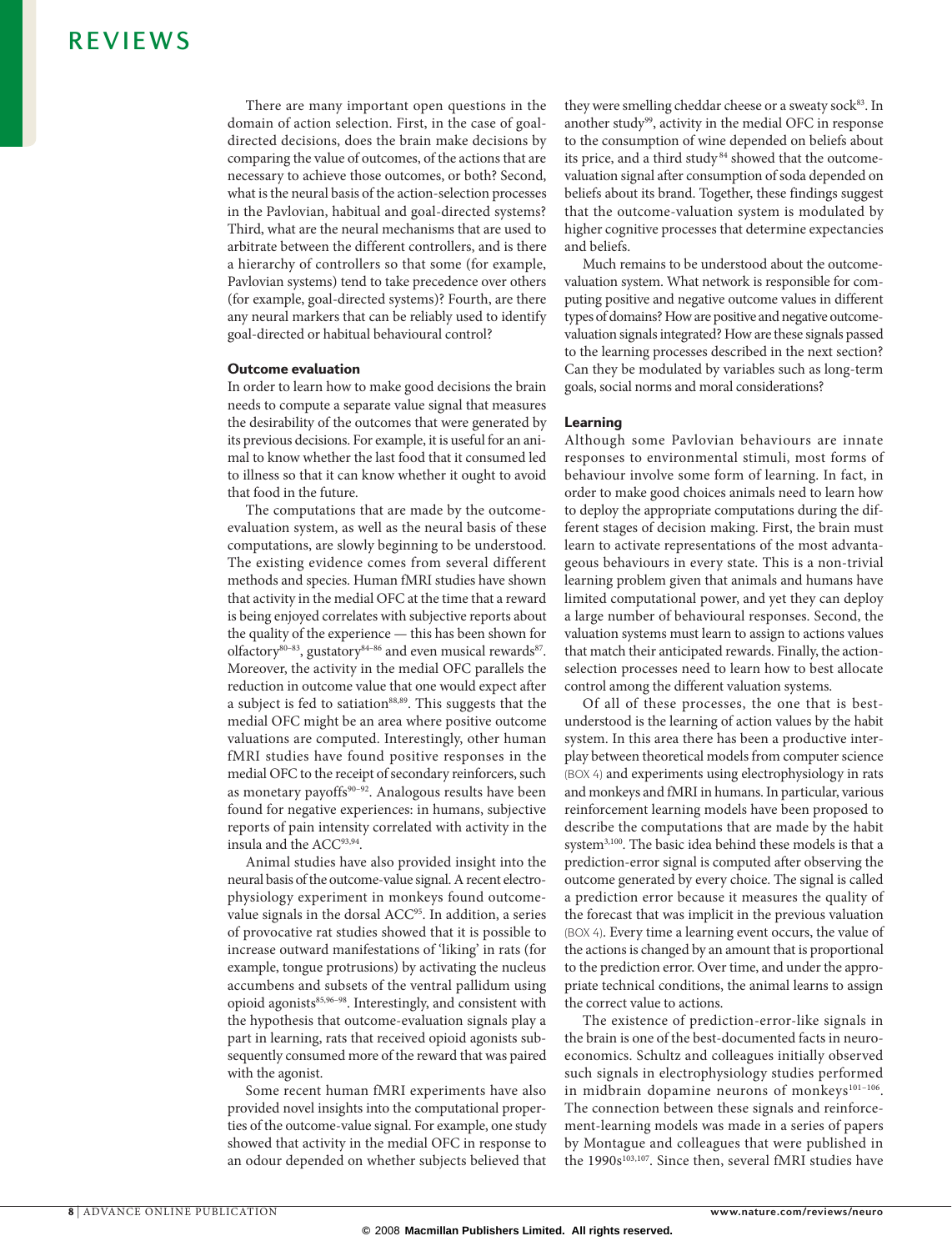There are many important open questions in the domain of action selection. First, in the case of goal-directed decisions, does the brain make decisions by comparing the value of outcomes, of the actions that are necessary to achieve those outcomes, or both? Second, what is the neural basis of the action-selection processes in the Pavlovian, habitual and goal-directed systems? Third, what are the neural mechanisms that are used to arbitrate between the different controllers, and is there a hierarchy of controllers so that some (for example, Pavlovian systems) tend to take precedence over others (for example, goal-directed systems)? Fourth, are there any neural markers that can be reliably used to identify goal-directed or habitual behavioural control?

### Outcome evaluation

In order to learn how to make good decisions the brain needs to compute a separate value signal that measures the desirability of the outcomes that were generated by its previous decisions. For example, it is useful for an animal to know whether the last food that it consumed led to illness so that it can know whether it ought to avoid that food in the future.

The computations that are made by the outcome-evaluation system, as well as the neural basis of these computations, are slowly beginning to be understood. The existing evidence comes from several different methods and species. Human fMRI studies have shown that activity in the medial OFC at the time that a reward is being enjoyed correlates with subjective reports about the quality of the experience — this has been shown for olfactory[80–83], gustatory[84–86] and even musical rewards[87]. Moreover, the activity in the medial OFC parallels the reduction in outcome value that one would expect after a subject is fed to satiation[88,89]. This suggests that the medial OFC might be an area where positive outcome valuations are computed. Interestingly, other human fMRI studies have found positive responses in the medial OFC to the receipt of secondary reinforcers, such as monetary payoffs[90–92]. Analogous results have been found for negative experiences: in humans, subjective reports of pain intensity correlated with activity in the insula and the ACC[93,94].

Animal studies have also provided insight into the neural basis of the outcome-value signal. A recent electrophysiology experiment in monkeys found outcome-value signals in the dorsal ACC[95]. In addition, a series of provocative rat studies showed that it is possible to increase outward manifestations of 'liking' in rats (for example, tongue protrusions) by activating the nucleus accumbens and subsets of the ventral pallidum using opioid agonists[85,96–98]. Interestingly, and consistent with the hypothesis that outcome-evaluation signals play a part in learning, rats that received opioid agonists subsequently consumed more of the reward that was paired with the agonist.

Some recent human fMRI experiments have also provided novel insights into the computational properties of the outcome-value signal. For example, one study showed that activity in the medial OFC in response to an odour depended on whether subjects believed that they were smelling cheddar cheese or a sweaty sock[83]. In another study[99], activity in the medial OFC in response to the consumption of wine depended on beliefs about its price, and a third study[84] showed that the outcome-valuation signal after consumption of soda depended on beliefs about its brand. Together, these findings suggest that the outcome-valuation system is modulated by higher cognitive processes that determine expectancies and beliefs.

Much remains to be understood about the outcome-valuation system. What network is responsible for computing positive and negative outcome values in different types of domains? How are positive and negative outcome-valuation signals integrated? How are these signals passed to the learning processes described in the next section? Can they be modulated by variables such as long-term goals, social norms and moral considerations?

### Learning

Although some Pavlovian behaviours are innate responses to environmental stimuli, most forms of behaviour involve some form of learning. In fact, in order to make good choices animals need to learn how to deploy the appropriate computations during the different stages of decision making. First, the brain must learn to activate representations of the most advantageous behaviours in every state. This is a non-trivial learning problem given that animals and humans have limited computational power, and yet they can deploy a large number of behavioural responses. Second, the valuation systems must learn to assign to actions values that match their anticipated rewards. Finally, the action-selection processes need to learn how to best allocate control among the different valuation systems.

Of all of these processes, the one that is best-understood is the learning of action values by the habit system. In this area there has been a productive interplay between theoretical models from computer science (BOX 4) and experiments using electrophysiology in rats and monkeys and fMRI in humans. In particular, various reinforcement learning models have been proposed to describe the computations that are made by the habit system[3,100]. The basic idea behind these models is that a prediction-error signal is computed after observing the outcome generated by every choice. The signal is called a prediction error because it measures the quality of the forecast that was implicit in the previous valuation (BOX 4). Every time a learning event occurs, the value of the actions is changed by an amount that is proportional to the prediction error. Over time, and under the appropriate technical conditions, the animal learns to assign the correct value to actions.

The existence of prediction-error-like signals in the brain is one of the best-documented facts in neuroeconomics. Schultz and colleagues initially observed such signals in electrophysiology studies performed in midbrain dopamine neurons of monkeys[101–106]. The connection between these signals and reinforcement-learning models was made in a series of papers by Montague and colleagues that were published in the 1990s[103,107]. Since then, several fMRI studies have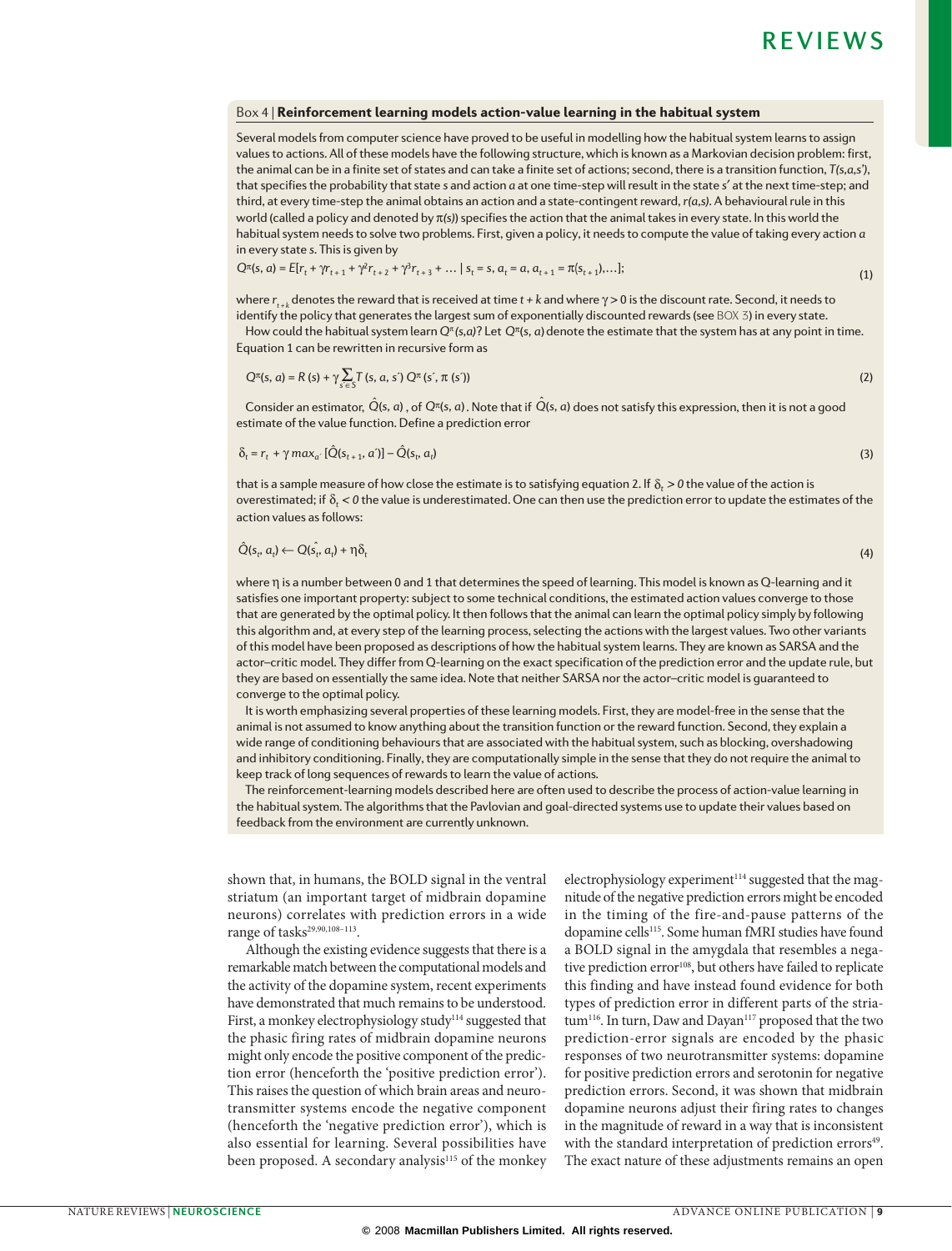### Box 4 | Reinforcement learning models action-value learning in the habitual system

Several models from computer science have proved to be useful in modelling how the habitual system learns to assign values to actions. All of these models have the following structure, which is known as a Markovian decision problem: first, the animal can be in a finite set of states and can take a finite set of actions; second, there is a transition function, $T(s,a,s')$, that specifies the probability that state $s$ and action $a$ at one time-step will result in the state $s'$ at the next time-step; and third, at every time-step the animal obtains an action and a state-contingent reward, $r(a,s)$. A behavioural rule in this world (called a policy and denoted by $\pi(s)$) specifies the action that the animal takes in every state. In this world the habitual system needs to solve two problems. First, given a policy, it needs to compute the value of taking every action $a$ in every state $s$. This is given by

$$Q^{\pi}(s, a) = E[r_t + \gamma r_{t+1} + \gamma^2 r_{t+2} + \gamma^3 r_{t+3} + \ldots \mid s_t = s, a_t = a, a_{t+1} = \pi(s_{t+1}), \ldots]; \quad (1)$$

where $r_{t+k}$ denotes the reward that is received at time $t + k$ and where $\gamma > 0$ is the discount rate. Second, it needs to identify the policy that generates the largest sum of exponentially discounted rewards (see BOX 3) in every state.

How could the habitual system learn $Q^{\pi}(s,a)$? Let $Q^{\pi}(s, a)$ denote the estimate that the system has at any point in time. Equation 1 can be rewritten in recursive form as

$$Q^{\pi}(s, a) = R(s) + \gamma \sum_{s' \in S} T(s, a, s')\, Q^{\pi}(s', \pi(s')) \quad (2)$$

Consider an estimator, $\hat{Q}(s, a)$, of $Q^{\pi}(s, a)$. Note that if $\hat{Q}(s, a)$ does not satisfy this expression, then it is not a good estimate of the value function. Define a prediction error

$$\delta_t = r_t + \gamma \max_{a'} [\hat{Q}(s_{t+1}, a')] - \hat{Q}(s_t, a_t) \quad (3)$$

that is a sample measure of how close the estimate is to satisfying equation 2. If $\delta_t > 0$ the value of the action is overestimated; if $\delta_t < 0$ the value is underestimated. One can then use the prediction error to update the estimates of the action values as follows:

$$\hat{Q}(s_t, a_t) \leftarrow \hat{Q}(s_t, a_t) + \eta \delta_t \quad (4)$$

where $\eta$ is a number between 0 and 1 that determines the speed of learning. This model is known as Q-learning and it satisfies one important property: subject to some technical conditions, the estimated action values converge to those that are generated by the optimal policy. It then follows that the animal can learn the optimal policy simply by following this algorithm and, at every step of the learning process, selecting the actions with the largest values. Two other variants of this model have been proposed as descriptions of how the habitual system learns. They are known as SARSA and the actor–critic model. They differ from Q-learning on the exact specification of the prediction error and the update rule, but they are based on essentially the same idea. Note that neither SARSA nor the actor–critic model is guaranteed to converge to the optimal policy.

It is worth emphasizing several properties of these learning models. First, they are model-free in the sense that the animal is not assumed to know anything about the transition function or the reward function. Second, they explain a wide range of conditioning behaviours that are associated with the habitual system, such as blocking, overshadowing and inhibitory conditioning. Finally, they are computationally simple in the sense that they do not require the animal to keep track of long sequences of rewards to learn the value of actions.

The reinforcement-learning models described here are often used to describe the process of action-value learning in the habitual system. The algorithms that the Pavlovian and goal-directed systems use to update their values based on feedback from the environment are currently unknown.

shown that, in humans, the BOLD signal in the ventral striatum (an important target of midbrain dopamine neurons) correlates with prediction errors in a wide range of tasks[29,90,108–113].

Although the existing evidence suggests that there is a remarkable match between the computational models and the activity of the dopamine system, recent experiments have demonstrated that much remains to be understood. First, a monkey electrophysiology study[114] suggested that the phasic firing rates of midbrain dopamine neurons might only encode the positive component of the prediction error (henceforth the 'positive prediction error'). This raises the question of which brain areas and neurotransmitter systems encode the negative component (henceforth the 'negative prediction error'), which is also essential for learning. Several possibilities have been proposed. A secondary analysis[115] of the monkey electrophysiology experiment[114] suggested that the magnitude of the negative prediction errors might be encoded in the timing of the fire-and-pause patterns of the dopamine cells[115]. Some human fMRI studies have found a BOLD signal in the amygdala that resembles a negative prediction error[108], but others have failed to replicate this finding and have instead found evidence for both types of prediction error in different parts of the striatum[116]. In turn, Daw and Dayan[117] proposed that the two prediction-error signals are encoded by the phasic responses of two neurotransmitter systems: dopamine for positive prediction errors and serotonin for negative prediction errors. Second, it was shown that midbrain dopamine neurons adjust their firing rates to changes in the magnitude of reward in a way that is inconsistent with the standard interpretation of prediction errors[49]. The exact nature of these adjustments remains an open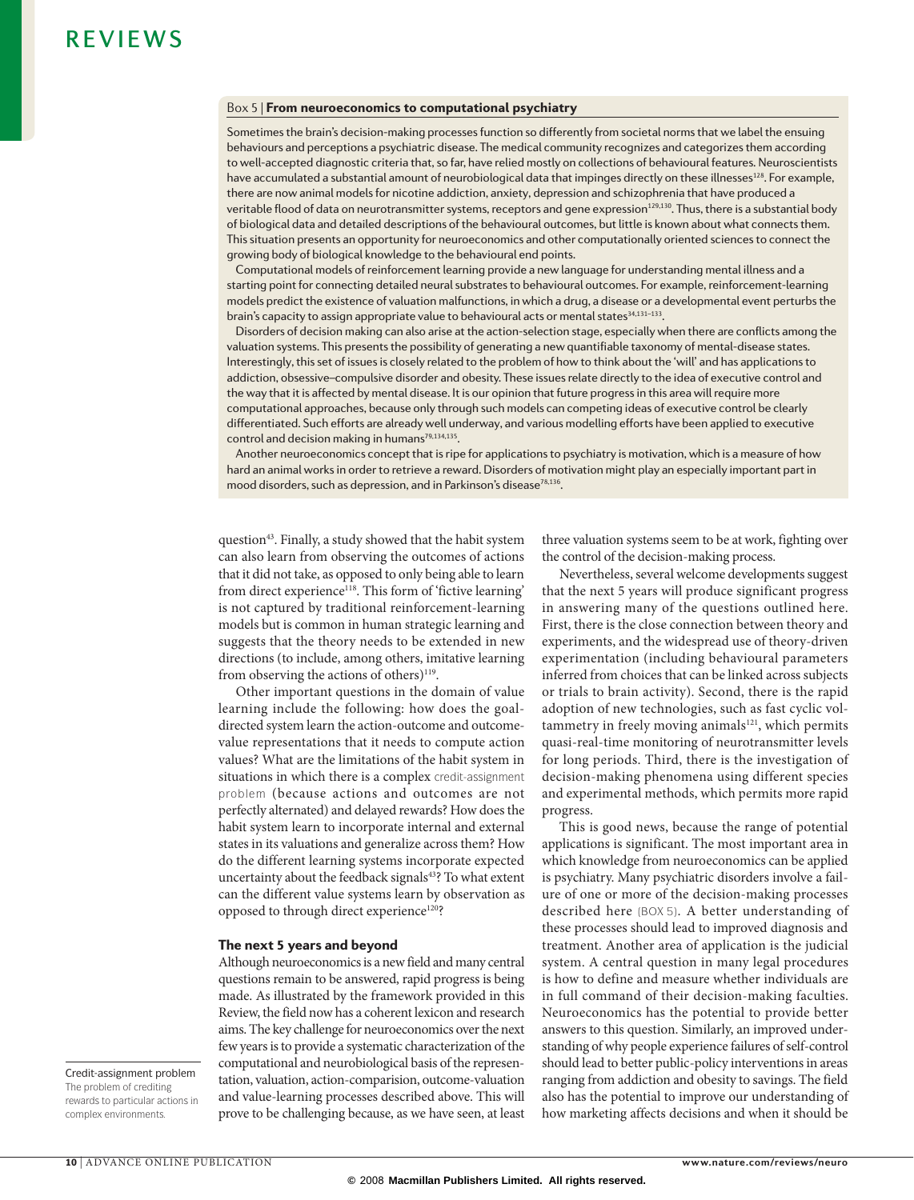## Box 5 | From neuroeconomics to computational psychiatry

Sometimes the brain's decision-making processes function so differently from societal norms that we label the ensuing behaviours and perceptions a psychiatric disease. The medical community recognizes and categorizes them according to well-accepted diagnostic criteria that, so far, have relied mostly on collections of behavioural features. Neuroscientists have accumulated a substantial amount of neurobiological data that impinges directly on these illnesses[128]. For example, there are now animal models for nicotine addiction, anxiety, depression and schizophrenia that have produced a veritable flood of data on neurotransmitter systems, receptors and gene expression[129,130]. Thus, there is a substantial body of biological data and detailed descriptions of the behavioural outcomes, but little is known about what connects them. This situation presents an opportunity for neuroeconomics and other computationally oriented sciences to connect the growing body of biological knowledge to the behavioural end points.

Computational models of reinforcement learning provide a new language for understanding mental illness and a starting point for connecting detailed neural substrates to behavioural outcomes. For example, reinforcement-learning models predict the existence of valuation malfunctions, in which a drug, a disease or a developmental event perturbs the brain's capacity to assign appropriate value to behavioural acts or mental states[34,131–133].

Disorders of decision making can also arise at the action-selection stage, especially when there are conflicts among the valuation systems. This presents the possibility of generating a new quantifiable taxonomy of mental-disease states. Interestingly, this set of issues is closely related to the problem of how to think about the 'will' and has applications to addiction, obsessive–compulsive disorder and obesity. These issues relate directly to the idea of executive control and the way that it is affected by mental disease. It is our opinion that future progress in this area will require more computational approaches, because only through such models can competing ideas of executive control be clearly differentiated. Such efforts are already well underway, and various modelling efforts have been applied to executive control and decision making in humans[79,134,135].

Another neuroeconomics concept that is ripe for applications to psychiatry is motivation, which is a measure of how hard an animal works in order to retrieve a reward. Disorders of motivation might play an especially important part in mood disorders, such as depression, and in Parkinson's disease[78,136].

question[43]. Finally, a study showed that the habit system can also learn from observing the outcomes of actions that it did not take, as opposed to only being able to learn from direct experience[118]. This form of 'fictive learning' is not captured by traditional reinforcement-learning models but is common in human strategic learning and suggests that the theory needs to be extended in new directions (to include, among others, imitative learning from observing the actions of others)[119].

Other important questions in the domain of value learning include the following: how does the goal-directed system learn the action-outcome and outcome-value representations that it needs to compute action values? What are the limitations of the habit system in situations in which there is a complex credit-assignment problem (because actions and outcomes are not perfectly alternated) and delayed rewards? How does the habit system learn to incorporate internal and external states in its valuations and generalize across them? How do the different learning systems incorporate expected uncertainty about the feedback signals[43]? To what extent can the different value systems learn by observation as opposed to through direct experience[120]?

**Credit-assignment problem**
The problem of crediting rewards to particular actions in complex environments.

### The next 5 years and beyond

Although neuroeconomics is a new field and many central questions remain to be answered, rapid progress is being made. As illustrated by the framework provided in this Review, the field now has a coherent lexicon and research aims. The key challenge for neuroeconomics over the next few years is to provide a systematic characterization of the computational and neurobiological basis of the representation, valuation, action-comparision, outcome-valuation and value-learning processes described above. This will prove to be challenging because, as we have seen, at least three valuation systems seem to be at work, fighting over the control of the decision-making process.

Nevertheless, several welcome developments suggest that the next 5 years will produce significant progress in answering many of the questions outlined here. First, there is the close connection between theory and experiments, and the widespread use of theory-driven experimentation (including behavioural parameters inferred from choices that can be linked across subjects or trials to brain activity). Second, there is the rapid adoption of new technologies, such as fast cyclic voltammetry in freely moving animals[121], which permits quasi-real-time monitoring of neurotransmitter levels for long periods. Third, there is the investigation of decision-making phenomena using different species and experimental methods, which permits more rapid progress.

This is good news, because the range of potential applications is significant. The most important area in which knowledge from neuroeconomics can be applied is psychiatry. Many psychiatric disorders involve a failure of one or more of the decision-making processes described here (BOX 5). A better understanding of these processes should lead to improved diagnosis and treatment. Another area of application is the judicial system. A central question in many legal procedures is how to define and measure whether individuals are in full command of their decision-making faculties. Neuroeconomics has the potential to provide better answers to this question. Similarly, an improved understanding of why people experience failures of self-control should lead to better public-policy interventions in areas ranging from addiction and obesity to savings. The field also has the potential to improve our understanding of how marketing affects decisions and when it should be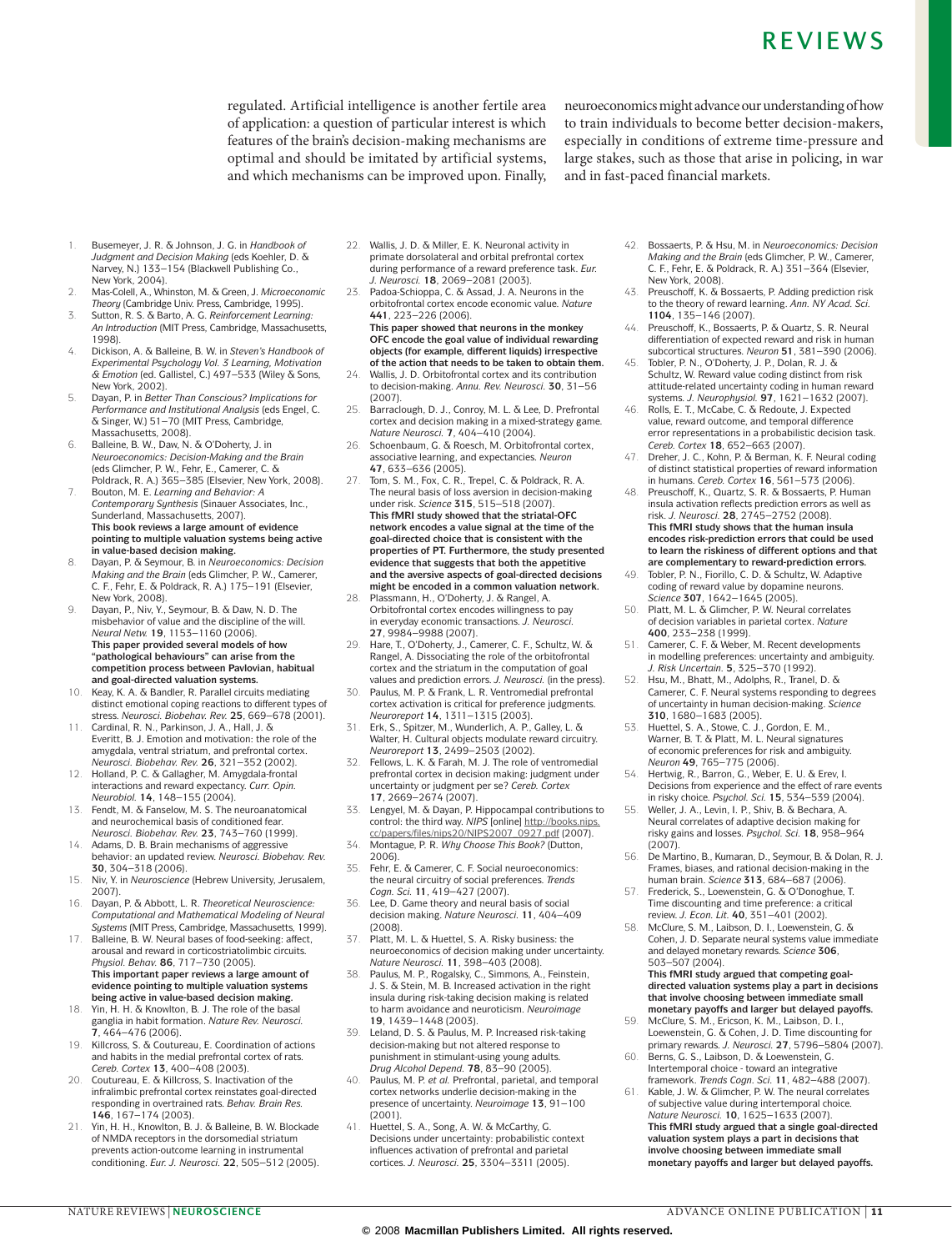regulated. Artificial intelligence is another fertile area of application: a question of particular interest is which features of the brain's decision-making mechanisms are optimal and should be imitated by artificial systems, and which mechanisms can be improved upon. Finally, neuroeconomics might advance our understanding of how to train individuals to become better decision-makers, especially in conditions of extreme time-pressure and large stakes, such as those that arise in policing, in war and in fast-paced financial markets.

1. Busemeyer, J. R. & Johnson, J. G. in *Handbook of Judgment and Decision Making* (eds Koehler, D. & Narvey, N.) 133–154 (Blackwell Publishing Co., New York, 2004).
2. Mas-Colell, A., Whinston, M. & Green, J. *Microeconomic Theory* (Cambridge Univ. Press, Cambridge, 1995).
3. Sutton, R. S. & Barto, A. G. *Reinforcement Learning: An Introduction* (MIT Press, Cambridge, Massachusetts, 1998).
4. Dickison, A. & Balleine, B. W. in *Steven's Handbook of Experimental Psychology Vol. 3 Learning, Motivation & Emotion* (ed. Gallistel, C.) 497–533 (Wiley & Sons, New York, 2002).
5. Dayan, P. in *Better Than Conscious? Implications for Performance and Institutional Analysis* (eds Engel, C. & Singer, W.) 51–70 (MIT Press, Cambridge, Massachusetts, 2008).
6. Balleine, B. W., Daw, N. & O'Doherty, J. in *Neuroeconomics: Decision-Making and the Brain* (eds Glimcher, P. W., Fehr, E., Camerer, C. & Poldrack, R. A.) 365–385 (Elsevier, New York, 2008).
7. Bouton, M. E. *Learning and Behavior: A Contemporary Synthesis* (Sinauer Associates, Inc., Sunderland, Massachusetts, 2007).
**This book reviews a large amount of evidence pointing to multiple valuation systems being active in value-based decision making.**
8. Dayan, P. & Seymour, B. in *Neuroeconomics: Decision Making and the Brain* (eds Glimcher, P. W., Camerer, C. F., Fehr, E. & Poldrack, R. A.) 175–191 (Elsevier, New York, 2008).
9. Dayan, P., Niv, Y., Seymour, B. & Daw, N. D. The misbehavior of value and the discipline of the will. *Neural Netw.* **19**, 1153–1160 (2006).
**This paper provided several models of how "pathological behaviours" can arise from the competition process between Pavlovian, habitual and goal-directed valuation systems.**
10. Keay, K. A. & Bandler, R. Parallel circuits mediating distinct emotional coping reactions to different types of stress. *Neurosci. Biobehav. Rev.* **25**, 669–678 (2001).
11. Cardinal, R. N., Parkinson, J. A., Hall, J. & Everitt, B. J. Emotion and motivation: the role of the amygdala, ventral striatum, and prefrontal cortex. *Neurosci. Biobehav. Rev.* **26**, 321–352 (2002).
12. Holland, P. C. & Gallagher, M. Amygdala-frontal interactions and reward expectancy. *Curr. Opin. Neurobiol.* **14**, 148–155 (2004).
13. Fendt, M. & Fanselow, M. S. The neuroanatomical and neurochemical basis of conditioned fear. *Neurosci. Biobehav. Rev.* **23**, 743–760 (1999).
14. Adams, D. B. Brain mechanisms of aggressive behavior: an updated review. *Neurosci. Biobehav. Rev.* **30**, 304–318 (2006).
15. Niv, Y. in *Neuroscience* (Hebrew University, Jerusalem, 2007).
16. Dayan, P. & Abbott, L. R. *Theoretical Neuroscience: Computational and Mathematical Modeling of Neural Systems* (MIT Press, Cambridge, Massachusetts, 1999).
17. Balleine, B. W. Neural bases of food-seeking: affect, arousal and reward in corticostriatolimbic circuits. *Physiol. Behav.* **86**, 717–730 (2005).
**This important paper provides a large amount of evidence pointing to multiple valuation systems being active in value-based decision making.**
18. Yin, H. H. & Knowlton, B. J. The role of the basal ganglia in habit formation. *Nature Rev. Neurosci.* **7**, 464–476 (2006).
19. Killcross, S. & Coutureau, E. Coordination of actions and habits in the medial prefrontal cortex of rats. *Cereb. Cortex* **13**, 400–408 (2003).
20. Coutureau, E. & Killcross, S. Inactivation of the infralimbic prefrontal cortex reinstates goal-directed responding in overtrained rats. *Behav. Brain Res.* **146**, 167–174 (2003).
21. Yin, H. H., Knowlton, B. J. & Balleine, B. W. Blockade of NMDA receptors in the dorsomedial striatum prevents action-outcome learning in instrumental conditioning. *Eur. J. Neurosci.* **22**, 505–512 (2005).
22. Wallis, J. D. & Miller, E. K. Neuronal activity in primate dorsolateral and orbital prefrontal cortex during performance of a reward preference task. *Eur. J. Neurosci.* **18**, 2069–2081 (2003).
23. Padoa-Schioppa, C. & Assad, J. A. Neurons in the orbitofrontal cortex encode economic value. *Nature* **441**, 223–226 (2006).
**This paper showed that neurons in the monkey OFC encode the goal value of individual rewarding objects (for example, different liquids) irrespective of the action that needs to be taken to obtain them.**
24. Wallis, J. D. Orbitofrontal cortex and its contribution to decision-making. *Annu. Rev. Neurosci.* **30**, 31–56 (2007).
25. Barraclough, D. J., Conroy, M. L. & Lee, D. Prefrontal cortex and decision making in a mixed-strategy game. *Nature Neurosci.* **7**, 404–410 (2004).
26. Schoenbaum, G. & Roesch, M. Orbitofrontal cortex, associative learning, and expectancies. *Neuron* **47**, 633–636 (2005).
27. Tom, S. M., Fox, C. R., Trepel, C. & Poldrack, R. A. The neural basis of loss aversion in decision-making under risk. *Science* **315**, 515–518 (2007).
**This fMRI study showed that the striatal-OFC network encodes a value signal at the time of the goal-directed choice that is consistent with the properties of PT. Furthermore, the study presented evidence that suggests that both the appetitive and the aversive aspects of goal-directed decisions might be encoded in a common valuation network.**
28. Plassmann, H., O'Doherty, J. & Rangel, A. Orbitofrontal cortex encodes willingness to pay in everyday economic transactions. *J. Neurosci.* **27**, 9984–9988 (2007).
29. Hare, T., O'Doherty, J., Camerer, C. F., Schultz, W. & Rangel, A. Dissociating the role of the orbitofrontal cortex and the striatum in the computation of goal values and prediction errors. *J. Neurosci.* (in the press).
30. Paulus, M. P. & Frank, L. R. Ventromedial prefrontal cortex activation is critical for preference judgments. *Neuroreport* **14**, 1311–1315 (2003).
31. Erk, S., Spitzer, M., Wunderlich, A. P., Galley, L. & Walter, H. Cultural objects modulate reward circuitry. *Neuroreport* **13**, 2499–2503 (2002).
32. Fellows, L. K. & Farah, M. J. The role of ventromedial prefrontal cortex in decision making: judgment under uncertainty or judgment per se? *Cereb. Cortex* **17**, 2669–2674 (2007).
33. Lengyel, M. & Dayan, P. Hippocampal contributions to control: the third way. *NIPS* [online] http://books.nips.cc/papers/files/nips20/NIPS2007_0927.pdf (2007).
34. Montague, P. R. *Why Choose This Book?* (Dutton, 2006).
35. Fehr, E. & Camerer, C. F. Social neuroeconomics: the neural circuitry of social preferences. *Trends Cogn. Sci.* **11**, 419–427 (2007).
36. Lee, D. Game theory and neural basis of social decision making. *Nature Neurosci.* **11**, 404–409 (2008).
37. Platt, M. L. & Huettel, S. A. Risky business: the neuroeconomics of decision making under uncertainty. *Nature Neurosci.* **11**, 398–403 (2008).
38. Paulus, M. P., Rogalsky, C., Simmons, A., Feinstein, J. S. & Stein, M. B. Increased activation in the right insula during risk-taking decision making is related to harm avoidance and neuroticism. *Neuroimage* **19**, 1439–1448 (2003).
39. Leland, D. S. & Paulus, M. P. Increased risk-taking decision-making but not altered response to punishment in stimulant-using young adults. *Drug Alcohol Depend.* **78**, 83–90 (2005).
40. Paulus, M. P. *et al.* Prefrontal, parietal, and temporal cortex networks underlie decision-making in the presence of uncertainty. *Neuroimage* **13**, 91–100 (2001).
41. Huettel, S. A., Song, A. W. & McCarthy, G. Decisions under uncertainty: probabilistic context influences activation of prefrontal and parietal cortices. *J. Neurosci.* **25**, 3304–3311 (2005).
42. Bossaerts, P. & Hsu, M. in *Neuroeconomics: Decision Making and the Brain* (eds Glimcher, P. W., Camerer, C. F., Fehr, E. & Poldrack, R. A.) 351–364 (Elsevier, New York, 2008).
43. Preuschoff, K. & Bossaerts, P. Adding prediction risk to the theory of reward learning. *Ann. NY Acad. Sci.* **1104**, 135–146 (2007).
44. Preuschoff, K., Bossaerts, P. & Quartz, S. R. Neural differentiation of expected reward and risk in human subcortical structures. *Neuron* **51**, 381–390 (2006).
45. Tobler, P. N., O'Doherty, J. P., Dolan, R. J. & Schultz, W. Reward value coding distinct from risk attitude-related uncertainty coding in human reward systems. *J. Neurophysiol.* **97**, 1621–1632 (2007).
46. Rolls, E. T., McCabe, C. & Redoute, J. Expected value, reward outcome, and temporal difference error representations in a probabilistic decision task. *Cereb. Cortex* **18**, 652–663 (2007).
47. Dreher, J. C., Kohn, P. & Berman, K. F. Neural coding of distinct statistical properties of reward information in humans. *Cereb. Cortex* **16**, 561–573 (2006).
48. Preuschoff, K., Quartz, S. R. & Bossaerts, P. Human insula activation reflects prediction errors as well as risk. *J. Neurosci.* **28**, 2745–2752 (2008).
**This fMRI study shows that the human insula encodes risk-prediction errors that could be used to learn the riskiness of different options and that are complementary to reward-prediction errors.**
49. Tobler, P. N., Fiorillo, C. D. & Schultz, W. Adaptive coding of reward value by dopamine neurons. *Science* **307**, 1642–1645 (2005).
50. Platt, M. L. & Glimcher, P. W. Neural correlates of decision variables in parietal cortex. *Nature* **400**, 233–238 (1999).
51. Camerer, C. F. & Weber, M. Recent developments in modelling preferences: uncertainty and ambiguity. *J. Risk Uncertain.* **5**, 325–370 (1992).
52. Hsu, M., Bhatt, M., Adolphs, R., Tranel, D. & Camerer, C. F. Neural systems responding to degrees of uncertainty in human decision-making. *Science* **310**, 1680–1683 (2005).
53. Huettel, S. A., Stowe, C. J., Gordon, E. M., Warner, B. T. & Platt, M. L. Neural signatures of economic preferences for risk and ambiguity. *Neuron* **49**, 765–775 (2006).
54. Hertwig, R., Barron, G., Weber, E. U. & Erev, I. Decisions from experience and the effect of rare events in risky choice. *Psychol. Sci.* **15**, 534–539 (2004).
55. Weller, J. A., Levin, I. P., Shiv, B. & Bechara, A. Neural correlates of adaptive decision making for risky gains and losses. *Psychol. Sci.* **18**, 958–964 (2007).
56. De Martino, B., Kumaran, D., Seymour, B. & Dolan, R. J. Frames, biases, and rational decision-making in the human brain. *Science* **313**, 684–687 (2006).
57. Frederick, S., Loewenstein, G. & O'Donoghue, T. Time discounting and time preference: a critical review. *J. Econ. Lit.* **40**, 351–401 (2002).
58. McClure, S. M., Laibson, D. I., Loewenstein, G. & Cohen, J. D. Separate neural systems value immediate and delayed monetary rewards. *Science* **306**, 503–507 (2004).
**This fMRI study argued that competing goal-directed valuation systems play a part in decisions that involve choosing between immediate small monetary payoffs and larger but delayed payoffs.**
59. McClure, S. M., Ericson, K. M., Laibson, D. I., Loewenstein, G. & Cohen, J. D. Time discounting for primary rewards. *J. Neurosci.* **27**, 5796–5804 (2007).
60. Berns, G. S., Laibson, D. & Loewenstein, G. Intertemporal choice - toward an integrative framework. *Trends Cogn. Sci.* **11**, 482–488 (2007).
61. Kable, J. W. & Glimcher, P. W. The neural correlates of subjective value during intertemporal choice. *Nature Neurosci.* **10**, 1625–1633 (2007).
**This fMRI study argued that a single goal-directed valuation system plays a part in decisions that involve choosing between immediate small monetary payoffs and larger but delayed payoffs.**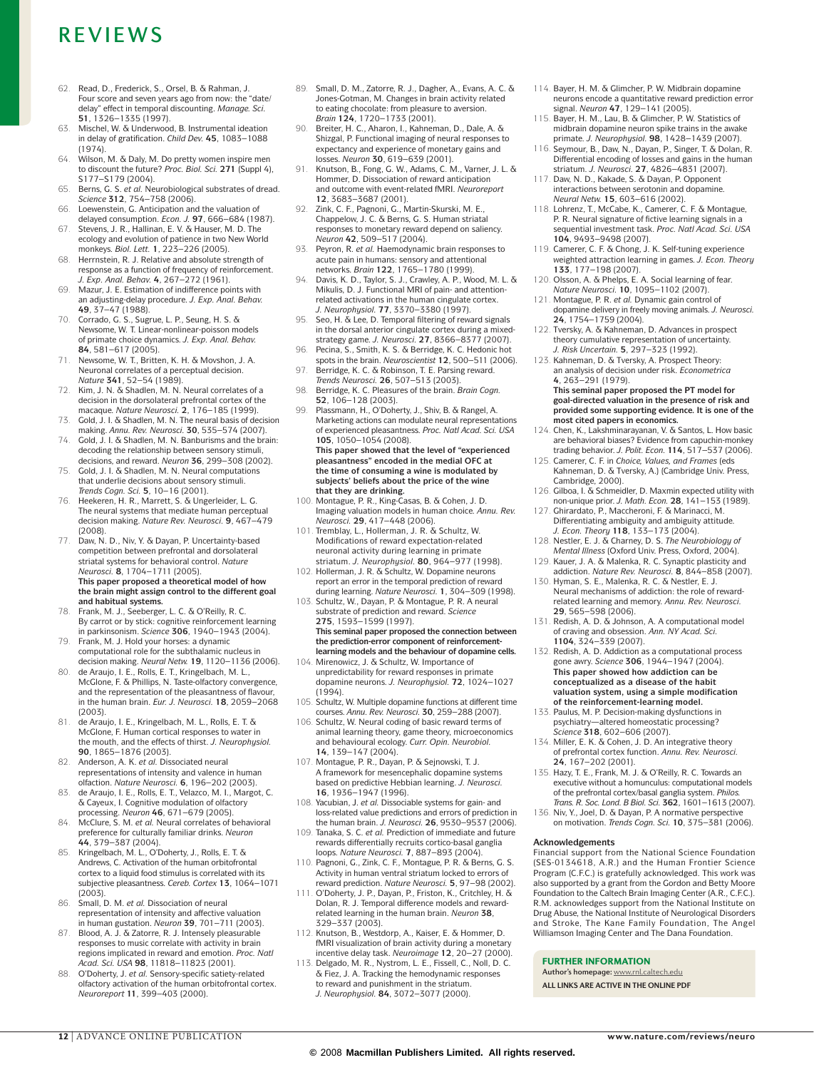62. Read, D., Frederick, S., Orsel, B. & Rahman, J. Four score and seven years ago from now: the "date/delay" effect in temporal discounting. *Manage. Sci.* **51**, 1326–1335 (1997).
63. Mischel, W. & Underwood, B. Instrumental ideation in delay of gratification. *Child Dev.* **45**, 1083–1088 (1974).
64. Wilson, M. & Daly, M. Do pretty women inspire men to discount the future? *Proc. Biol. Sci.* **271** (Suppl 4), S177–S179 (2004).
65. Berns, G. S. *et al.* Neurobiological substrates of dread. *Science* **312**, 754–758 (2006).
66. Loewenstein, G. Anticipation and the valuation of delayed consumption. *Econ. J.* **97**, 666–684 (1987).
67. Stevens, J. R., Hallinan, E. V. & Hauser, M. D. The ecology and evolution of patience in two New World monkeys. *Biol. Lett.* **1**, 223–226 (2005).
68. Herrnstein, R. J. Relative and absolute strength of response as a function of frequency of reinforcement. *J. Exp. Anal. Behav.* **4**, 267–272 (1961).
69. Mazur, J. E. Estimation of indifference points with an adjusting-delay procedure. *J. Exp. Anal. Behav.* **49**, 37–47 (1988).
70. Corrado, G. S., Sugrue, L. P., Seung, H. S. & Newsome, W. T. Linear-nonlinear-poisson models of primate choice dynamics. *J. Exp. Anal. Behav.* **84**, 581–617 (2005).
71. Newsome, W. T., Britten, K. H. & Movshon, J. A. Neuronal correlates of a perceptual decision. *Nature* **341**, 52–54 (1989).
72. Kim, J. N. & Shadlen, M. N. Neural correlates of a decision in the dorsolateral prefrontal cortex of the macaque. *Nature Neurosci.* **2**, 176–185 (1999).
73. Gold, J. I. & Shadlen, M. N. The neural basis of decision making. *Annu. Rev. Neurosci.* **30**, 535–574 (2007).
74. Gold, J. I. & Shadlen, M. N. Banburisms and the brain: decoding the relationship between sensory stimuli, decisions, and reward. *Neuron* **36**, 299–308 (2002).
75. Gold, J. I. & Shadlen, M. N. Neural computations that underlie decisions about sensory stimuli. *Trends Cogn. Sci.* **5**, 10–16 (2001).
76. Heekeren, H. R., Marrett, S. & Ungerleider, L. G. The neural systems that mediate human perceptual decision making. *Nature Rev. Neurosci.* **9**, 467–479 (2008).
77. Daw, N. D., Niv, Y. & Dayan, P. Uncertainty-based competition between prefrontal and dorsolateral striatal systems for behavioral control. *Nature Neurosci.* **8**, 1704–1711 (2005).
**This paper proposed a theoretical model of how the brain might assign control to the different goal and habitual systems.**
78. Frank, M. J., Seeberger, L. C. & O'Reilly, R. C. By carrot or by stick: cognitive reinforcement learning in parkinsonism. *Science* **306**, 1940–1943 (2004).
79. Frank, M. J. Hold your horses: a dynamic computational role for the subthalamic nucleus in decision making. *Neural Netw.* **19**, 1120–1136 (2006).
80. de Araujo, I. E., Rolls, E. T., Kringelbach, M. L., McGlone, F. & Phillips, N. Taste-olfactory convergence, and the representation of the pleasantness of flavour, in the human brain. *Eur. J. Neurosci.* **18**, 2059–2068 (2003).
81. de Araujo, I. E., Kringelbach, M. L., Rolls, E. T. & McGlone, F. Human cortical responses to water in the mouth, and the effects of thirst. *J. Neurophysiol.* **90**, 1865–1876 (2003).
82. Anderson, A. K. *et al.* Dissociated neural representations of intensity and valence in human olfaction. *Nature Neurosci.* **6**, 196–202 (2003).
83. de Araujo, I. E., Rolls, E. T., Velazco, M. I., Margot, C. & Cayeux, I. Cognitive modulation of olfactory processing. *Neuron* **46**, 671–679 (2005).
84. McClure, S. M. *et al.* Neural correlates of behavioral preference for culturally familiar drinks. *Neuron* **44**, 379–387 (2004).
85. Kringelbach, M. L., O'Doherty, J., Rolls, E. T. & Andrews, C. Activation of the human orbitofrontal cortex to a liquid food stimulus is correlated with its subjective pleasantness. *Cereb. Cortex* **13**, 1064–1071 (2003).
86. Small, D. M. *et al.* Dissociation of neural representation of intensity and affective valuation in human gustation. *Neuron* **39**, 701–711 (2003).
87. Blood, A. J. & Zatorre, R. J. Intensely pleasurable responses to music correlate with activity in brain regions implicated in reward and emotion. *Proc. Natl Acad. Sci. USA* **98**, 11818–11823 (2001).
88. O'Doherty, J. *et al.* Sensory-specific satiety-related olfactory activation of the human orbitofrontal cortex. *Neuroreport* **11**, 399–403 (2000).
89. Small, D. M., Zatorre, R. J., Dagher, A., Evans, A. C. & Jones-Gotman, M. Changes in brain activity related to eating chocolate: from pleasure to aversion. *Brain* **124**, 1720–1733 (2001).
90. Breiter, H. C., Aharon, I., Kahneman, D., Dale, A. & Shizgal, P. Functional imaging of neural responses to expectancy and experience of monetary gains and losses. *Neuron* **30**, 619–639 (2001).
91. Knutson, B., Fong, G. W., Adams, C. M., Varner, J. L. & Hommer, D. Dissociation of reward anticipation and outcome with event-related fMRI. *Neuroreport* **12**, 3683–3687 (2001).
92. Zink, C. F., Pagnoni, G., Martin-Skurski, M. E., Chappelow, J. C. & Berns, G. S. Human striatal responses to monetary reward depend on saliency. *Neuron* **42**, 509–517 (2004).
93. Peyron, R. *et al.* Haemodynamic brain responses to acute pain in humans: sensory and attentional networks. *Brain* **122**, 1765–1780 (1999).
94. Davis, K. D., Taylor, S. J., Crawley, A. P., Wood, M. L. & Mikulis, D. J. Functional MRI of pain- and attention-related activations in the human cingulate cortex. *J. Neurophysiol.* **77**, 3370–3380 (1997).
95. Seo, H. & Lee, D. Temporal filtering of reward signals in the dorsal anterior cingulate cortex during a mixed-strategy game. *J. Neurosci.* **27**, 8366–8377 (2007).
96. Pecina, S., Smith, K. S. & Berridge, K. C. Hedonic hot spots in the brain. *Neuroscientist* **12**, 500–511 (2006).
97. Berridge, K. C. & Robinson, T. E. Parsing reward. *Trends Neurosci.* **26**, 507–513 (2003).
98. Berridge, K. C. Pleasures of the brain. *Brain Cogn.* **52**, 106–128 (2003).
99. Plassmann, H., O'Doherty, J., Shiv, B. & Rangel, A. Marketing actions can modulate neural representations of experienced pleasantness. *Proc. Natl Acad. Sci. USA* **105**, 1050–1054 (2008).
**This paper showed that the level of "experienced pleasantness" encoded in the medial OFC at the time of consuming a wine is modulated by subjects' beliefs about the price of the wine that they are drinking.**
100. Montague, P. R., King-Casas, B. & Cohen, J. D. Imaging valuation models in human choice. *Annu. Rev. Neurosci.* **29**, 417–448 (2006).
101. Tremblay, L., Hollerman, J. R. & Schultz, W. Modifications of reward expectation-related neuronal activity during learning in primate striatum. *J. Neurophysiol.* **80**, 964–977 (1998).
102. Hollerman, J. R. & Schultz, W. Dopamine neurons report an error in the temporal prediction of reward during learning. *Nature Neurosci.* **1**, 304–309 (1998).
103. Schultz, W., Dayan, P. & Montague, P. R. A neural substrate of prediction and reward. *Science* **275**, 1593–1599 (1997).
**This seminal paper proposed the connection between the prediction-error component of reinforcement-learning models and the behaviour of dopamine cells.**
104. Mirenowicz, J. & Schultz, W. Importance of unpredictability for reward responses in primate dopamine neurons. *J. Neurophysiol.* **72**, 1024–1027 (1994).
105. Schultz, W. Multiple dopamine functions at different time courses. *Annu. Rev. Neurosci.* **30**, 259–288 (2007).
106. Schultz, W. Neural coding of basic reward terms of animal learning theory, game theory, microeconomics and behavioural ecology. *Curr. Opin. Neurobiol.* **14**, 139–147 (2004).
107. Montague, P. R., Dayan, P. & Sejnowski, T. J. A framework for mesencephalic dopamine systems based on predictive Hebbian learning. *J. Neurosci.* **16**, 1936–1947 (1996).
108. Yacubian, J. *et al.* Dissociable systems for gain- and loss-related value predictions and errors of prediction in the human brain. *J. Neurosci.* **26**, 9530–9537 (2006).
109. Tanaka, S. C. *et al.* Prediction of immediate and future rewards differentially recruits cortico-basal ganglia loops. *Nature Neurosci.* **7**, 887–893 (2004).
110. Pagnoni, G., Zink, C. F., Montague, P. R. & Berns, G. S. Activity in human ventral striatum locked to errors of reward prediction. *Nature Neurosci.* **5**, 97–98 (2002).
111. O'Doherty, J. P., Dayan, P., Friston, K., Critchley, H. & Dolan, R. J. Temporal difference models and reward-related learning in the human brain. *Neuron* **38**, 329–337 (2003).
112. Knutson, B., Westdorp, A., Kaiser, E. & Hommer, D. fMRI visualization of brain activity during a monetary incentive delay task. *Neuroimage* **12**, 20–27 (2000).
113. Delgado, M. R., Nystrom, L. E., Fissell, C., Noll, D. C. & Fiez, J. A. Tracking the hemodynamic responses to reward and punishment in the striatum. *J. Neurophysiol.* **84**, 3072–3077 (2000).
114. Bayer, H. M. & Glimcher, P. W. Midbrain dopamine neurons encode a quantitative reward prediction error signal. *Neuron* **47**, 129–141 (2005).
115. Bayer, H. M., Lau, B. & Glimcher, P. W. Statistics of midbrain dopamine neuron spike trains in the awake primate. *J. Neurophysiol.* **98**, 1428–1439 (2007).
116. Seymour, B., Daw, N., Dayan, P., Singer, T. & Dolan, R. Differential encoding of losses and gains in the human striatum. *J. Neurosci.* **27**, 4826–4831 (2007).
117. Daw, N. D., Kakade, S. & Dayan, P. Opponent interactions between serotonin and dopamine. *Neural Netw.* **15**, 603–616 (2002).
118. Lohrenz, T., McCabe, K., Camerer, C. F. & Montague, P. R. Neural signature of fictive learning signals in a sequential investment task. *Proc. Natl Acad. Sci. USA* **104**, 9493–9498 (2007).
119. Camerer, C. F. & Chong, J. K. Self-tuning experience weighted attraction learning in games. *J. Econ. Theory* **133**, 177–198 (2007).
120. Olsson, A. & Phelps, E. A. Social learning of fear. *Nature Neurosci.* **10**, 1095–1102 (2007).
121. Montague, P. R. *et al.* Dynamic gain control of dopamine delivery in freely moving animals. *J. Neurosci.* **24**, 1754–1759 (2004).
122. Tversky, A. & Kahneman, D. Advances in prospect theory cumulative representation of uncertainty. *J. Risk Uncertain.* **5**, 297–323 (1992).
123. Kahneman, D. & Tversky, A. Prospect Theory: an analysis of decision under risk. *Econometrica* **4**, 263–291 (1979).
**This seminal paper proposed the PT model for goal-directed valuation in the presence of risk and provided some supporting evidence. It is one of the most cited papers in economics.**
124. Chen, K., Lakshminarayanan, V. & Santos, L. How basic are behavioral biases? Evidence from capuchin-monkey trading behavior. *J. Polit. Econ.* **114**, 517–537 (2006).
125. Camerer, C. F. in *Choice, Values, and Frames* (eds Kahneman, D. & Tversky, A.) (Cambridge Univ. Press, Cambridge, 2000).
126. Gilboa, I. & Schmeidler, D. Maxmin expected utility with non-unique prior. *J. Math. Econ.* **28**, 141–153 (1989).
127. Ghirardato, P., Maccheroni, F. & Marinacci, M. Differentiating ambiguity and ambiguity attitude. *J. Econ. Theory* **118**, 133–173 (2004).
128. Nestler, E. J. & Charney, D. S. *The Neurobiology of Mental Illness* (Oxford Univ. Press, Oxford, 2004).
129. Kauer, J. A. & Malenka, R. C. Synaptic plasticity and addiction. *Nature Rev. Neurosci.* **8**, 844–858 (2007).
130. Hyman, S. E., Malenka, R. C. & Nestler, E. J. Neural mechanisms of addiction: the role of reward-related learning and memory. *Annu. Rev. Neurosci.* **29**, 565–598 (2006).
131. Redish, A. D. & Johnson, A. A computational model of craving and obsession. *Ann. NY Acad. Sci.* **1104**, 324–339 (2007).
132. Redish, A. D. Addiction as a computational process gone awry. *Science* **306**, 1944–1947 (2004).
**This paper showed how addiction can be conceptualized as a disease of the habit valuation system, using a simple modification of the reinforcement-learning model.**
133. Paulus, M. P. Decision-making dysfunctions in psychiatry—altered homeostatic processing? *Science* **318**, 602–606 (2007).
134. Miller, E. K. & Cohen, J. D. An integrative theory of prefrontal cortex function. *Annu. Rev. Neurosci.* **24**, 167–202 (2001).
135. Hazy, T. E., Frank, M. J. & O'Reilly, R. C. Towards an executive without a homunculus: computational models of the prefrontal cortex/basal ganglia system. *Philos. Trans. R. Soc. Lond. B Biol. Sci.* **362**, 1601–1613 (2007).
136. Niv, Y., Joel, D. & Dayan, P. A normative perspective on motivation. *Trends Cogn. Sci.* **10**, 375–381 (2006).

### Acknowledgements

Financial support from the National Science Foundation (SES-0134618, A.R.) and the Human Frontier Science Program (C.F.C.) is gratefully acknowledged. This work was also supported by a grant from the Gordon and Betty Moore Foundation to the Caltech Brain Imaging Center (A.R., C.F.C.). R.M. acknowledges support from the National Institute on Drug Abuse, the National Institute of Neurological Disorders and Stroke, The Kane Family Foundation, The Angel Williamson Imaging Center and The Dana Foundation.

### FURTHER INFORMATION

Author's homepage: www.rnl.caltech.edu

ALL LINKS ARE ACTIVE IN THE ONLINE PDF